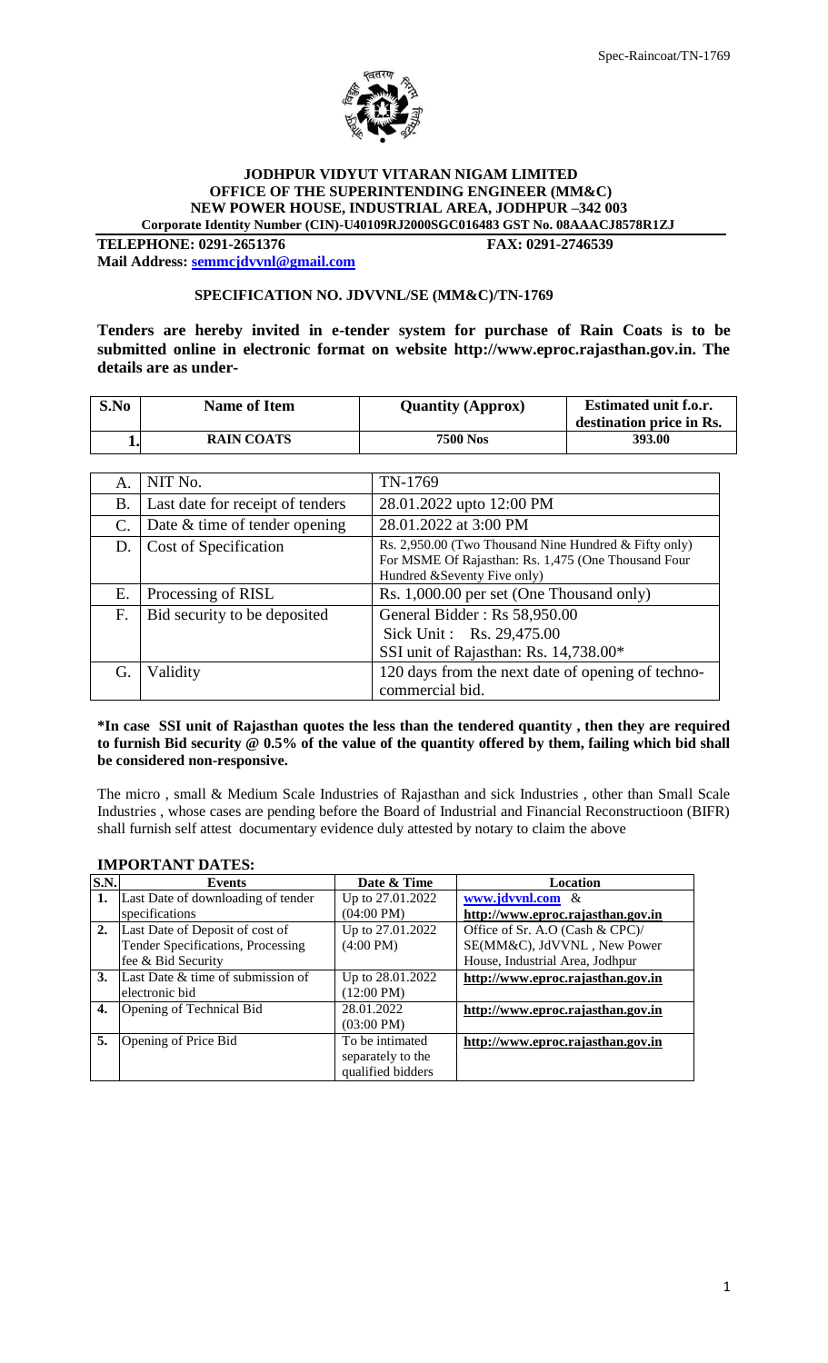Spec-Raincoat/TN-1769

**JODHPUR VIDYUT VITARAN NIGAM LIMITED**
**OFFICE OF THE SUPERINTENDING ENGINEER (MM&C)**
**NEW POWER HOUSE, INDUSTRIAL AREA, JODHPUR –342 003**
**Corporate Identity Number (CIN)-U40109RJ2000SGC016483 GST No. 08AAACJ8578R1ZJ**

**TELEPHONE: 0291-2651376** **FAX: 0291-2746539**
**Mail Address: semmcjdvvnl@gmail.com**

## SPECIFICATION NO. JDVVNL/SE (MM&C)/TN-1769

**Tenders are hereby invited in e-tender system for purchase of Rain Coats is to be submitted online in electronic format on website http://www.eproc.rajasthan.gov.in. The details are as under-**

| S.No | Name of Item | Quantity (Approx) | Estimated unit f.o.r. destination price in Rs. |
|---|---|---|---|
| 1. | RAIN COATS | 7500 Nos | 393.00 |

| | | |
|---|---|---|
| A. | NIT No. | TN-1769 |
| B. | Last date for receipt of tenders | 28.01.2022 upto 12:00 PM |
| C. | Date & time of tender opening | 28.01.2022 at 3:00 PM |
| D. | Cost of Specification | Rs. 2,950.00 (Two Thousand Nine Hundred & Fifty only) For MSME Of Rajasthan: Rs. 1,475 (One Thousand Four Hundred &Seventy Five only) |
| E. | Processing of RISL | Rs. 1,000.00 per set (One Thousand only) |
| F. | Bid security to be deposited | General Bidder : Rs 58,950.00<br>Sick Unit : Rs. 29,475.00<br>SSI unit of Rajasthan: Rs. 14,738.00* |
| G. | Validity | 120 days from the next date of opening of techno-commercial bid. |

**\*In case SSI unit of Rajasthan quotes the less than the tendered quantity , then they are required to furnish Bid security @ 0.5% of the value of the quantity offered by them, failing which bid shall be considered non-responsive.**

The micro , small & Medium Scale Industries of Rajasthan and sick Industries , other than Small Scale Industries , whose cases are pending before the Board of Industrial and Financial Reconstructioon (BIFR) shall furnish self attest documentary evidence duly attested by notary to claim the above

### IMPORTANT DATES:

| S.N. | Events | Date & Time | Location |
|---|---|---|---|
| 1. | Last Date of downloading of tender specifications | Up to 27.01.2022 (04:00 PM) | www.jdvvnl.com & http://www.eproc.rajasthan.gov.in |
| 2. | Last Date of Deposit of cost of Tender Specifications, Processing fee & Bid Security | Up to 27.01.2022 (4:00 PM) | Office of Sr. A.O (Cash & CPC)/ SE(MM&C), JdVVNL , New Power House, Industrial Area, Jodhpur |
| 3. | Last Date & time of submission of electronic bid | Up to 28.01.2022 (12:00 PM) | http://www.eproc.rajasthan.gov.in |
| 4. | Opening of Technical Bid | 28.01.2022 (03:00 PM) | http://www.eproc.rajasthan.gov.in |
| 5. | Opening of Price Bid | To be intimated separately to the qualified bidders | http://www.eproc.rajasthan.gov.in |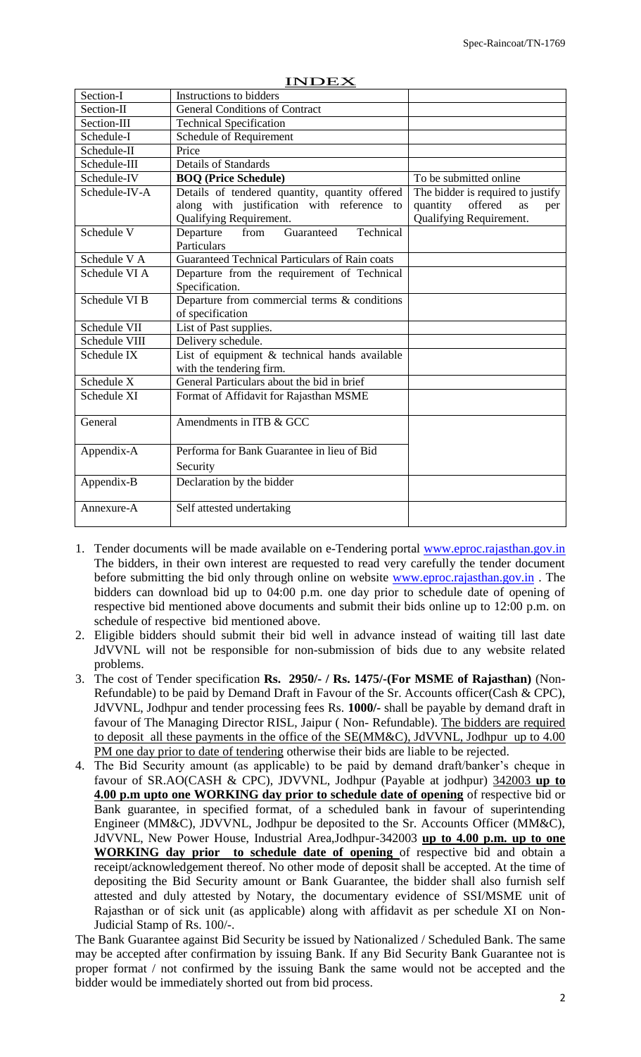# INDEX

| | | |
|---|---|---|
| Section-I | Instructions to bidders | |
| Section-II | General Conditions of Contract | |
| Section-III | Technical Specification | |
| Schedule-I | Schedule of Requirement | |
| Schedule-II | Price | |
| Schedule-III | Details of Standards | |
| Schedule-IV | **BOQ (Price Schedule)** | To be submitted online |
| Schedule-IV-A | Details of tendered quantity, quantity offered along with justification with reference to Qualifying Requirement. | The bidder is required to justify quantity offered as per Qualifying Requirement. |
| Schedule V | Departure from Guaranteed Technical Particulars | |
| Schedule V A | Guaranteed Technical Particulars of Rain coats | |
| Schedule VI A | Departure from the requirement of Technical Specification. | |
| Schedule VI B | Departure from commercial terms & conditions of specification | |
| Schedule VII | List of Past supplies. | |
| Schedule VIII | Delivery schedule. | |
| Schedule IX | List of equipment & technical hands available with the tendering firm. | |
| Schedule X | General Particulars about the bid in brief | |
| Schedule XI | Format of Affidavit for Rajasthan MSME | |
| General | Amendments in ITB & GCC | |
| Appendix-A | Performa for Bank Guarantee in lieu of Bid Security | |
| Appendix-B | Declaration by the bidder | |
| Annexure-A | Self attested undertaking | |

1. Tender documents will be made available on e-Tendering portal www.eproc.rajasthan.gov.in The bidders, in their own interest are requested to read very carefully the tender document before submitting the bid only through online on website www.eproc.rajasthan.gov.in . The bidders can download bid up to 04:00 p.m. one day prior to schedule date of opening of respective bid mentioned above documents and submit their bids online up to 12:00 p.m. on schedule of respective bid mentioned above.
2. Eligible bidders should submit their bid well in advance instead of waiting till last date JdVVNL will not be responsible for non-submission of bids due to any website related problems.
3. The cost of Tender specification **Rs. 2950/- / Rs. 1475/-(For MSME of Rajasthan)** (Non-Refundable) to be paid by Demand Draft in Favour of the Sr. Accounts officer(Cash & CPC), JdVVNL, Jodhpur and tender processing fees Rs. **1000/-** shall be payable by demand draft in favour of The Managing Director RISL, Jaipur ( Non- Refundable). The bidders are required to deposit all these payments in the office of the SE(MM&C), JdVVNL, Jodhpur up to 4.00 PM one day prior to date of tendering otherwise their bids are liable to be rejected.
4. The Bid Security amount (as applicable) to be paid by demand draft/banker's cheque in favour of SR.AO(CASH & CPC), JDVVNL, Jodhpur (Payable at jodhpur) 342003 **up to 4.00 p.m upto one WORKING day prior to schedule date of opening** of respective bid or Bank guarantee, in specified format, of a scheduled bank in favour of superintending Engineer (MM&C), JDVVNL, Jodhpur be deposited to the Sr. Accounts Officer (MM&C), JdVVNL, New Power House, Industrial Area,Jodhpur-342003 **up to 4.00 p.m. up to one WORKING day prior to schedule date of opening** of respective bid and obtain a receipt/acknowledgement thereof. No other mode of deposit shall be accepted. At the time of depositing the Bid Security amount or Bank Guarantee, the bidder shall also furnish self attested and duly attested by Notary, the documentary evidence of SSI/MSME unit of Rajasthan or of sick unit (as applicable) along with affidavit as per schedule XI on Non-Judicial Stamp of Rs. 100/-.

The Bank Guarantee against Bid Security be issued by Nationalized / Scheduled Bank. The same may be accepted after confirmation by issuing Bank. If any Bid Security Bank Guarantee not is proper format / not confirmed by the issuing Bank the same would not be accepted and the bidder would be immediately shorted out from bid process.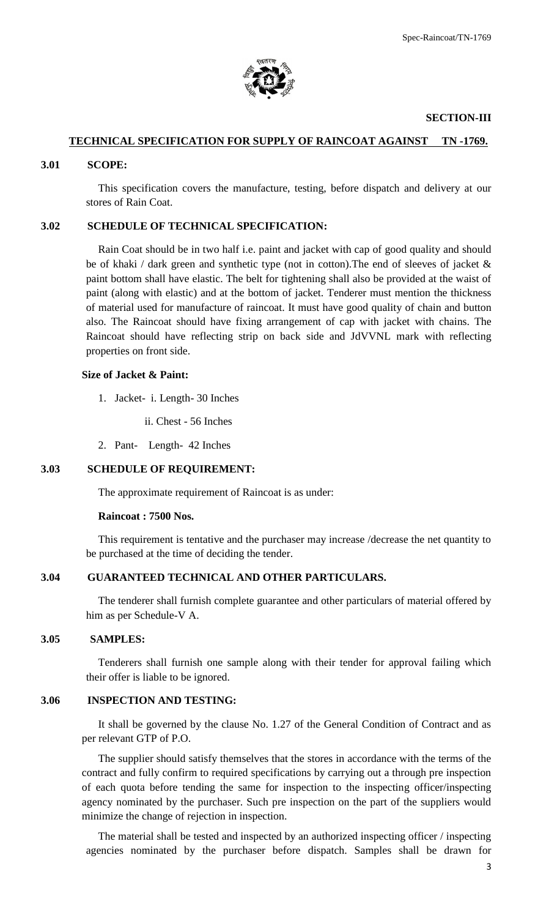**SECTION-III**

**TECHNICAL SPECIFICATION FOR SUPPLY OF RAINCOAT AGAINST TN -1769.**

**3.01 SCOPE:**

This specification covers the manufacture, testing, before dispatch and delivery at our stores of Rain Coat.

**3.02 SCHEDULE OF TECHNICAL SPECIFICATION:**

Rain Coat should be in two half i.e. paint and jacket with cap of good quality and should be of khaki / dark green and synthetic type (not in cotton).The end of sleeves of jacket & paint bottom shall have elastic. The belt for tightening shall also be provided at the waist of paint (along with elastic) and at the bottom of jacket. Tenderer must mention the thickness of material used for manufacture of raincoat. It must have good quality of chain and button also. The Raincoat should have fixing arrangement of cap with jacket with chains. The Raincoat should have reflecting strip on back side and JdVVNL mark with reflecting properties on front side.

**Size of Jacket & Paint:**

1. Jacket- i. Length- 30 Inches

   ii. Chest - 56 Inches

2. Pant- Length- 42 Inches

**3.03 SCHEDULE OF REQUIREMENT:**

The approximate requirement of Raincoat is as under:

**Raincoat : 7500 Nos.**

This requirement is tentative and the purchaser may increase /decrease the net quantity to be purchased at the time of deciding the tender.

**3.04 GUARANTEED TECHNICAL AND OTHER PARTICULARS.**

The tenderer shall furnish complete guarantee and other particulars of material offered by him as per Schedule-V A.

**3.05 SAMPLES:**

Tenderers shall furnish one sample along with their tender for approval failing which their offer is liable to be ignored.

**3.06 INSPECTION AND TESTING:**

It shall be governed by the clause No. 1.27 of the General Condition of Contract and as per relevant GTP of P.O.

The supplier should satisfy themselves that the stores in accordance with the terms of the contract and fully confirm to required specifications by carrying out a through pre inspection of each quota before tending the same for inspection to the inspecting officer/inspecting agency nominated by the purchaser. Such pre inspection on the part of the suppliers would minimize the change of rejection in inspection.

The material shall be tested and inspected by an authorized inspecting officer / inspecting agencies nominated by the purchaser before dispatch. Samples shall be drawn for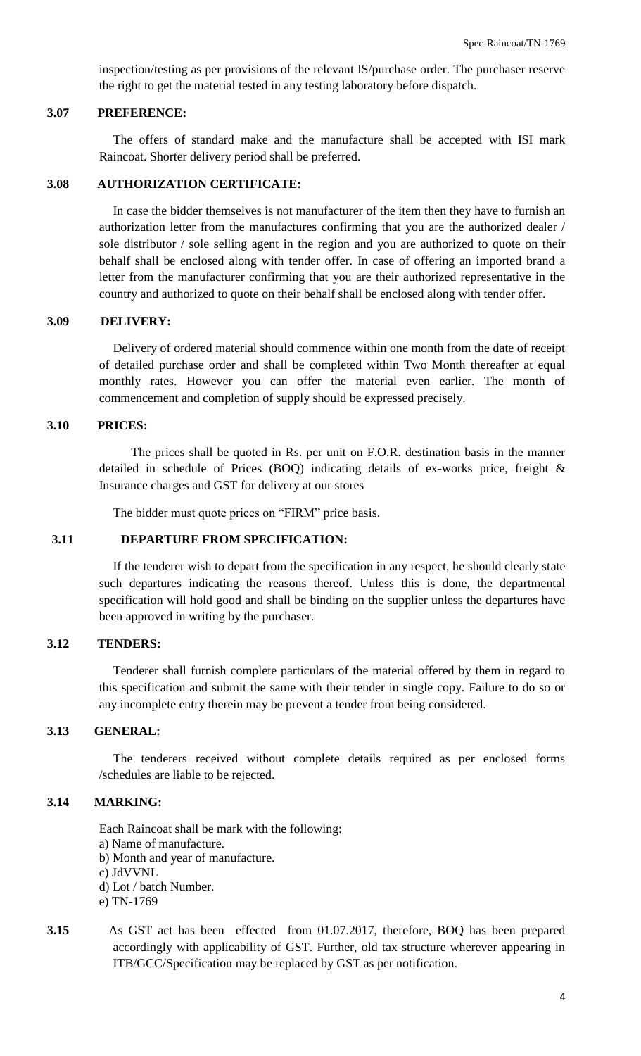inspection/testing as per provisions of the relevant IS/purchase order. The purchaser reserve the right to get the material tested in any testing laboratory before dispatch.

**3.07 PREFERENCE:**

The offers of standard make and the manufacture shall be accepted with ISI mark Raincoat. Shorter delivery period shall be preferred.

**3.08 AUTHORIZATION CERTIFICATE:**

In case the bidder themselves is not manufacturer of the item then they have to furnish an authorization letter from the manufactures confirming that you are the authorized dealer / sole distributor / sole selling agent in the region and you are authorized to quote on their behalf shall be enclosed along with tender offer. In case of offering an imported brand a letter from the manufacturer confirming that you are their authorized representative in the country and authorized to quote on their behalf shall be enclosed along with tender offer.

**3.09 DELIVERY:**

Delivery of ordered material should commence within one month from the date of receipt of detailed purchase order and shall be completed within Two Month thereafter at equal monthly rates. However you can offer the material even earlier. The month of commencement and completion of supply should be expressed precisely.

**3.10 PRICES:**

The prices shall be quoted in Rs. per unit on F.O.R. destination basis in the manner detailed in schedule of Prices (BOQ) indicating details of ex-works price, freight & Insurance charges and GST for delivery at our stores

The bidder must quote prices on "FIRM" price basis.

**3.11 DEPARTURE FROM SPECIFICATION:**

If the tenderer wish to depart from the specification in any respect, he should clearly state such departures indicating the reasons thereof. Unless this is done, the departmental specification will hold good and shall be binding on the supplier unless the departures have been approved in writing by the purchaser.

**3.12 TENDERS:**

Tenderer shall furnish complete particulars of the material offered by them in regard to this specification and submit the same with their tender in single copy. Failure to do so or any incomplete entry therein may be prevent a tender from being considered.

**3.13 GENERAL:**

The tenderers received without complete details required as per enclosed forms /schedules are liable to be rejected.

**3.14 MARKING:**

Each Raincoat shall be mark with the following:

a) Name of manufacture.
b) Month and year of manufacture.
c) JdVVNL
d) Lot / batch Number.
e) TN-1769

**3.15** As GST act has been effected from 01.07.2017, therefore, BOQ has been prepared accordingly with applicability of GST. Further, old tax structure wherever appearing in ITB/GCC/Specification may be replaced by GST as per notification.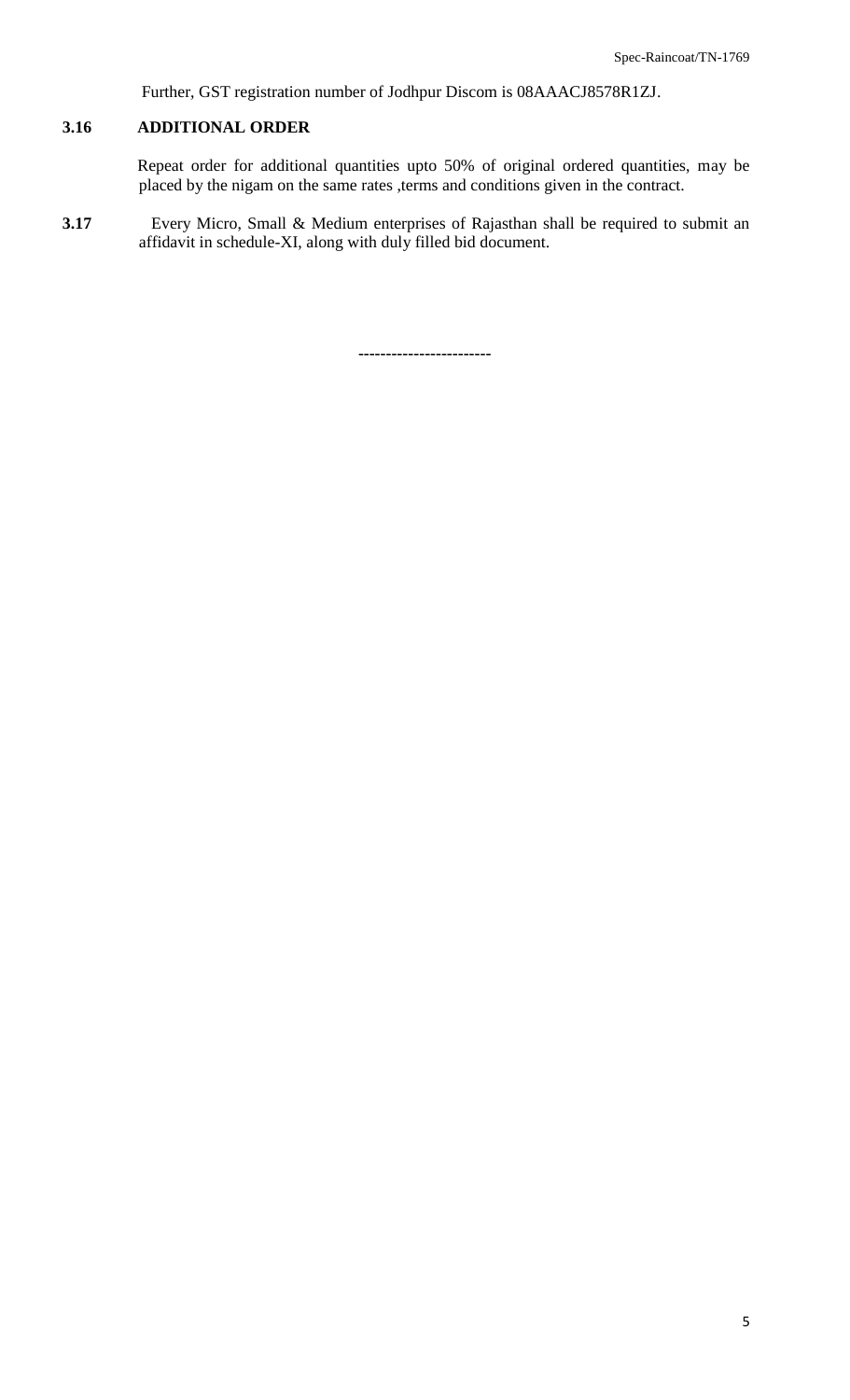Further, GST registration number of Jodhpur Discom is 08AAACJ8578R1ZJ.

**3.16 ADDITIONAL ORDER**

Repeat order for additional quantities upto 50% of original ordered quantities, may be placed by the nigam on the same rates ,terms and conditions given in the contract.

**3.17** Every Micro, Small & Medium enterprises of Rajasthan shall be required to submit an affidavit in schedule-XI, along with duly filled bid document.

------------------------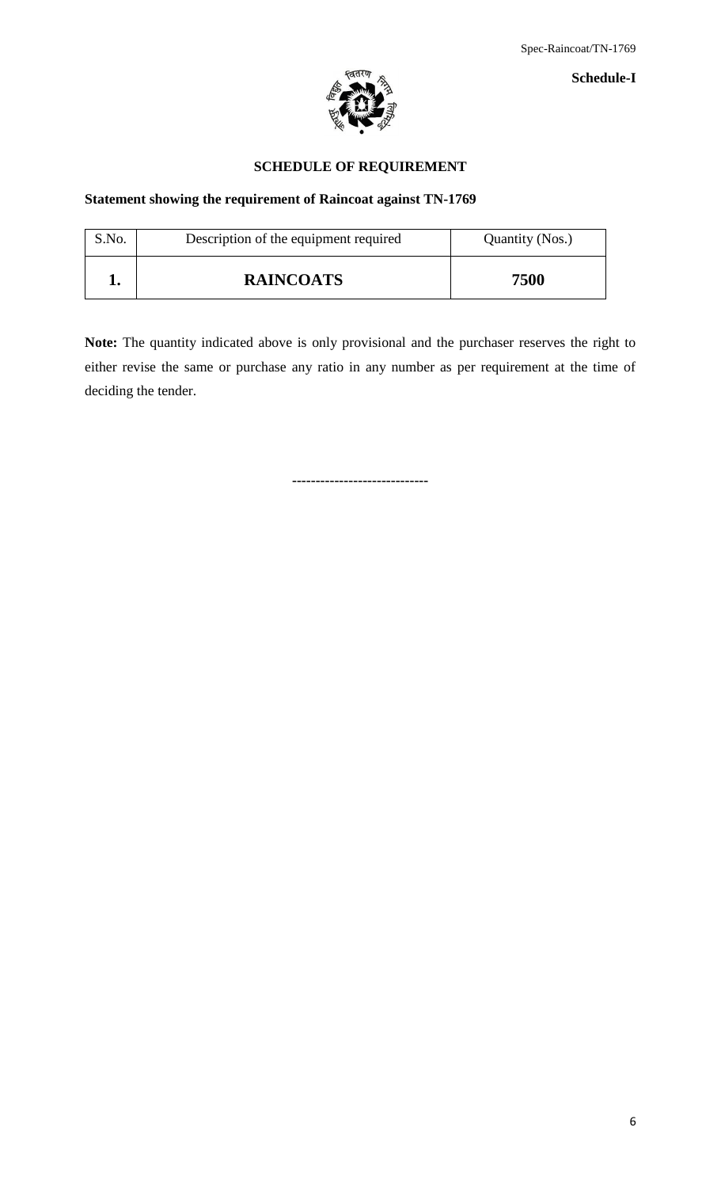Schedule-I

## SCHEDULE OF REQUIREMENT

**Statement showing the requirement of Raincoat against TN-1769**

| S.No. | Description of the equipment required | Quantity (Nos.) |
|---|---|---|
| **1.** | **RAINCOATS** | **7500** |

**Note:** The quantity indicated above is only provisional and the purchaser reserves the right to either revise the same or purchase any ratio in any number as per requirement at the time of deciding the tender.

----------------------------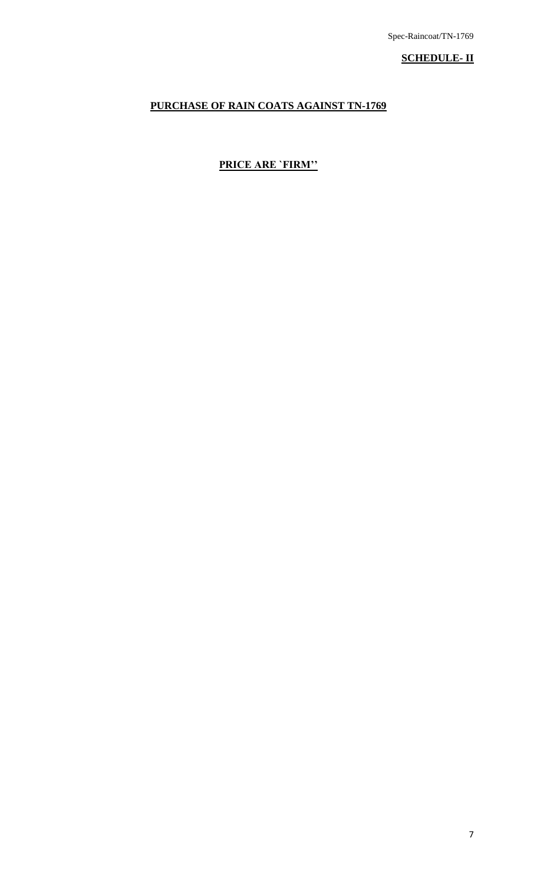**SCHEDULE- II**

**PURCHASE OF RAIN COATS AGAINST TN-1769**

**PRICE ARE `FIRM''**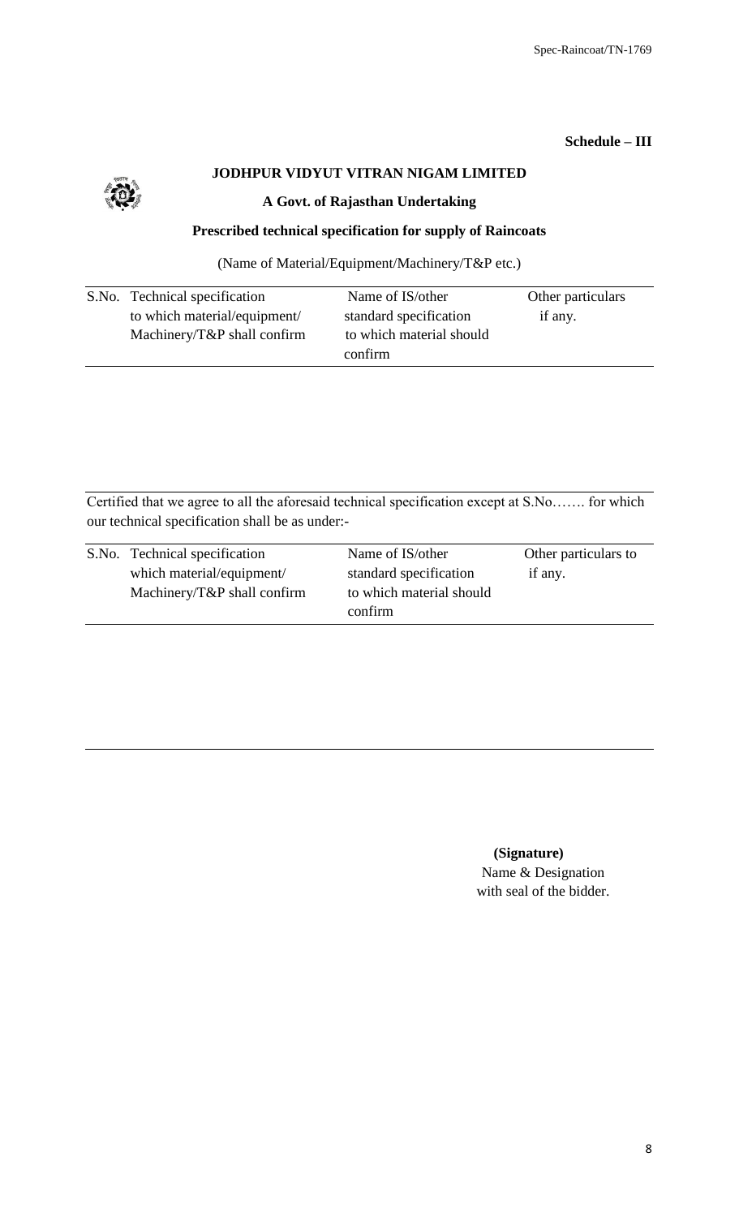**Schedule – III**

## JODHPUR VIDYUT VITRAN NIGAM LIMITED

### A Govt. of Rajasthan Undertaking

### Prescribed technical specification for supply of Raincoats

(Name of Material/Equipment/Machinery/T&P etc.)

| S.No. | Technical specification to which material/equipment/ Machinery/T&P shall confirm | Name of IS/other standard specification to which material should confirm | Other particulars if any. |
|---|---|---|---|
| | | | |

Certified that we agree to all the aforesaid technical specification except at S.No……. for which our technical specification shall be as under:-

| S.No. | Technical specification which material/equipment/ Machinery/T&P shall confirm | Name of IS/other standard specification to which material should confirm | Other particulars to if any. |
|---|---|---|---|
| | | | |

**(Signature)**
Name & Designation
with seal of the bidder.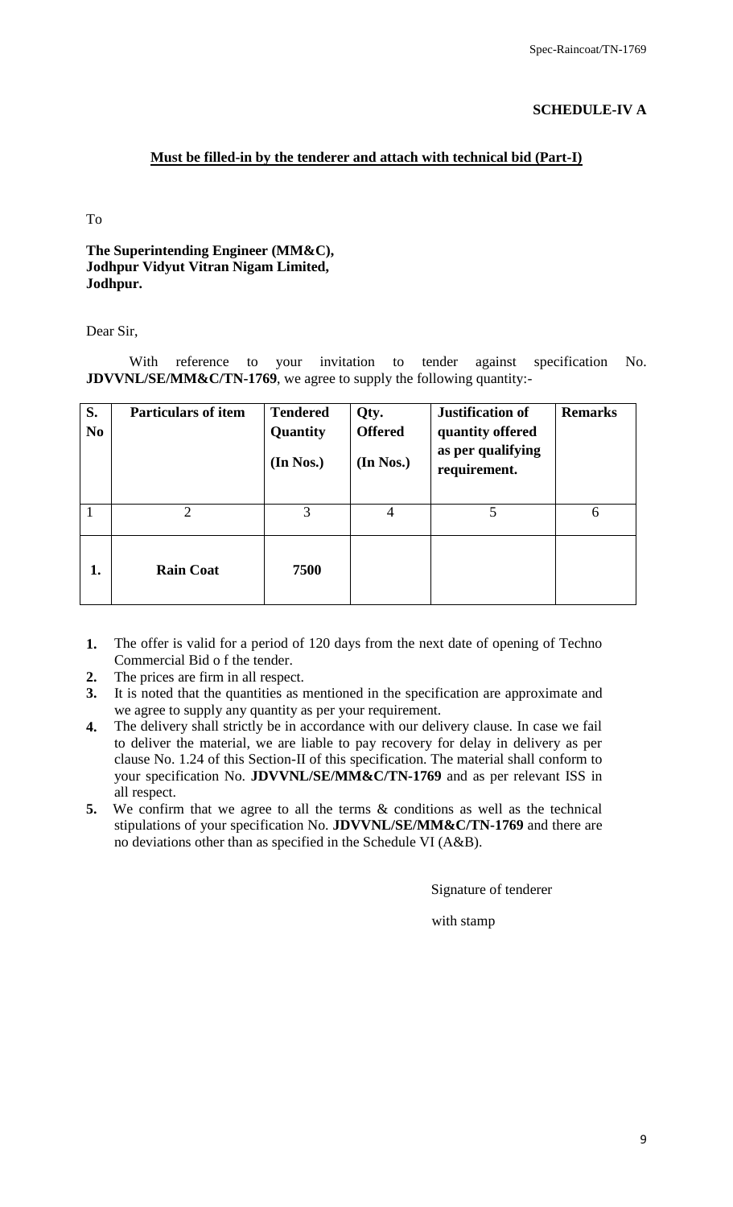**SCHEDULE-IV A**

**Must be filled-in by the tenderer and attach with technical bid (Part-I)**

To

**The Superintending Engineer (MM&C),**
**Jodhpur Vidyut Vitran Nigam Limited,**
**Jodhpur.**

Dear Sir,

With reference to your invitation to tender against specification No. **JDVVNL/SE/MM&C/TN-1769**, we agree to supply the following quantity:-

| S. No | Particulars of item | Tendered Quantity (In Nos.) | Qty. Offered (In Nos.) | Justification of quantity offered as per qualifying requirement. | Remarks |
|---|---|---|---|---|---|
| 1 | 2 | 3 | 4 | 5 | 6 |
| **1.** | **Rain Coat** | **7500** | | | |

1. The offer is valid for a period of 120 days from the next date of opening of Techno Commercial Bid o f the tender.
2. The prices are firm in all respect.
3. It is noted that the quantities as mentioned in the specification are approximate and we agree to supply any quantity as per your requirement.
4. The delivery shall strictly be in accordance with our delivery clause. In case we fail to deliver the material, we are liable to pay recovery for delay in delivery as per clause No. 1.24 of this Section-II of this specification. The material shall conform to your specification No. **JDVVNL/SE/MM&C/TN-1769** and as per relevant ISS in all respect.
5. We confirm that we agree to all the terms & conditions as well as the technical stipulations of your specification No. **JDVVNL/SE/MM&C/TN-1769** and there are no deviations other than as specified in the Schedule VI (A&B).

Signature of tenderer

with stamp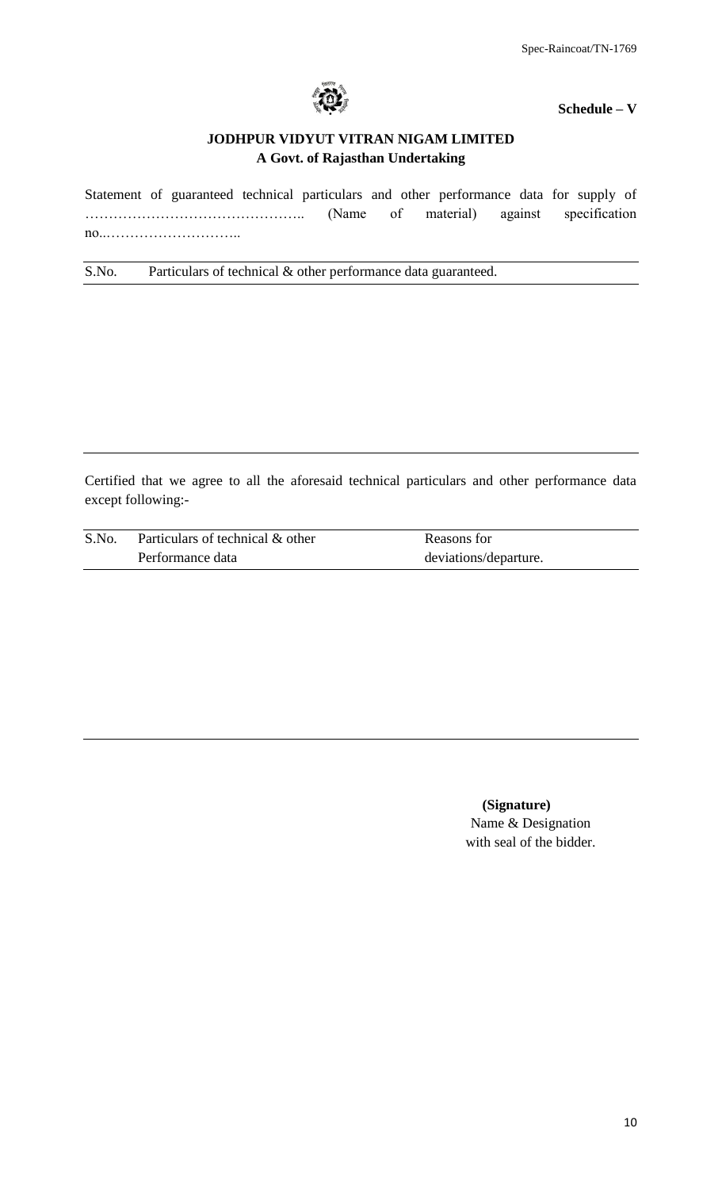**Schedule – V**

**JODHPUR VIDYUT VITRAN NIGAM LIMITED**
**A Govt. of Rajasthan Undertaking**

Statement of guaranteed technical particulars and other performance data for supply of …………………………………….. (Name of material) against specification no..………………………..

| S.No. | Particulars of technical & other performance data guaranteed. |
|---|---|
| | |

Certified that we agree to all the aforesaid technical particulars and other performance data except following:-

| S.No. | Particulars of technical & other Performance data | Reasons for deviations/departure. |
|---|---|---|
| | | |

**(Signature)**
Name & Designation
with seal of the bidder.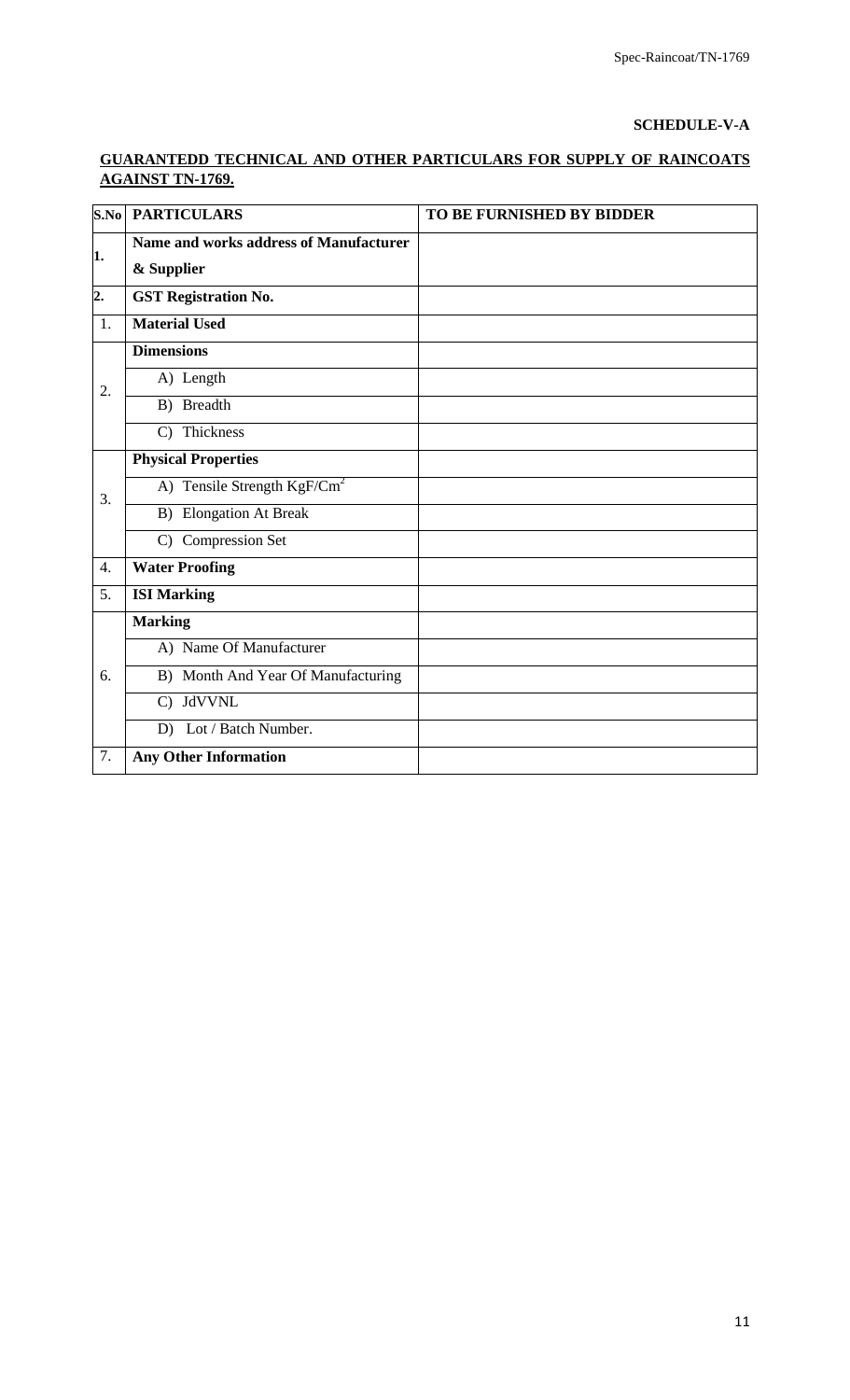**SCHEDULE-V-A**

**GUARANTEDD TECHNICAL AND OTHER PARTICULARS FOR SUPPLY OF RAINCOATS AGAINST TN-1769.**

| S.No | PARTICULARS | TO BE FURNISHED BY BIDDER |
|---|---|---|
| 1. | **Name and works address of Manufacturer & Supplier** | |
| 2. | **GST Registration No.** | |
| 1. | **Material Used** | |
| 2. | **Dimensions** | |
| | A) Length | |
| | B) Breadth | |
| | C) Thickness | |
| 3. | **Physical Properties** | |
| | A) Tensile Strength $KgF/Cm^2$ | |
| | B) Elongation At Break | |
| | C) Compression Set | |
| 4. | **Water Proofing** | |
| 5. | **ISI Marking** | |
| 6. | **Marking** | |
| | A) Name Of Manufacturer | |
| | B) Month And Year Of Manufacturing | |
| | C) JdVVNL | |
| | D) Lot / Batch Number. | |
| 7. | **Any Other Information** | |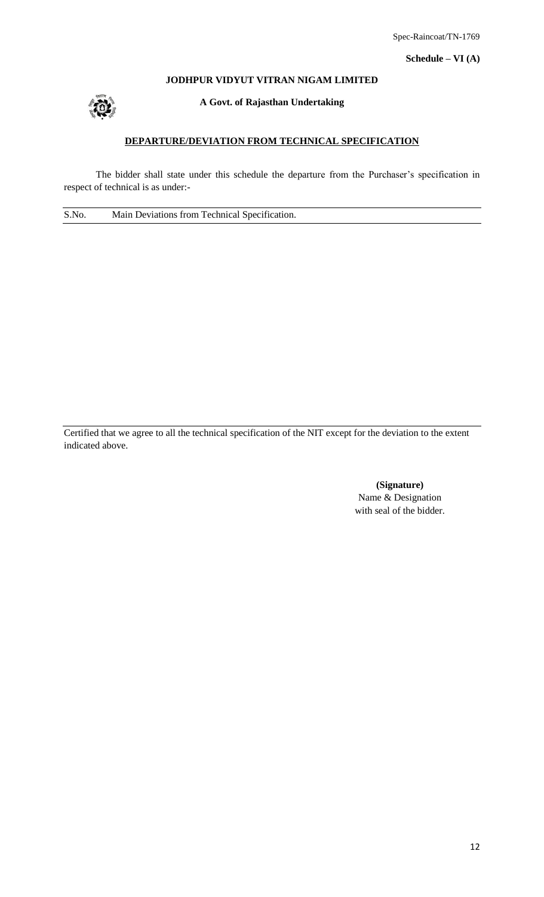Spec-Raincoat/TN-1769

**Schedule – VI (A)**

**JODHPUR VIDYUT VITRAN NIGAM LIMITED**

**A Govt. of Rajasthan Undertaking**

**DEPARTURE/DEVIATION FROM TECHNICAL SPECIFICATION**

The bidder shall state under this schedule the departure from the Purchaser's specification in respect of technical is as under:-

| S.No. | Main Deviations from Technical Specification. |
|---|---|
| | |

Certified that we agree to all the technical specification of the NIT except for the deviation to the extent indicated above.

**(Signature)**
Name & Designation
with seal of the bidder.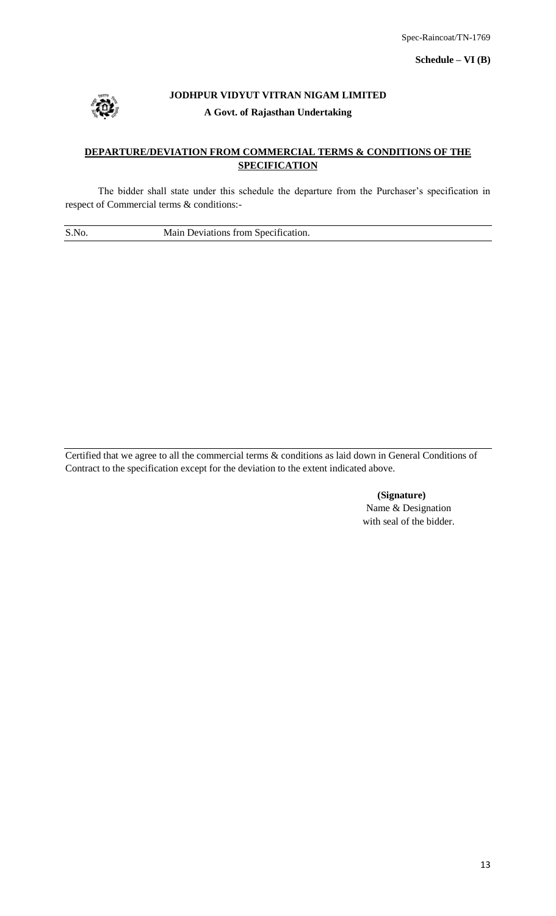Spec-Raincoat/TN-1769

**Schedule – VI (B)**

**JODHPUR VIDYUT VITRAN NIGAM LIMITED**

**A Govt. of Rajasthan Undertaking**

## DEPARTURE/DEVIATION FROM COMMERCIAL TERMS & CONDITIONS OF THE SPECIFICATION

The bidder shall state under this schedule the departure from the Purchaser's specification in respect of Commercial terms & conditions:-

| S.No. | Main Deviations from Specification. |
| --- | --- |
| | |

Certified that we agree to all the commercial terms & conditions as laid down in General Conditions of Contract to the specification except for the deviation to the extent indicated above.

**(Signature)**
Name & Designation
with seal of the bidder.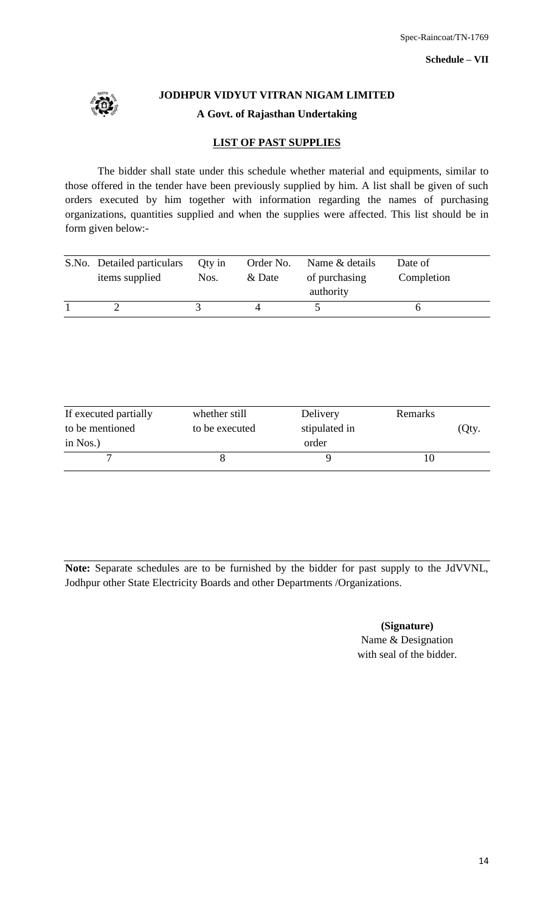Spec-Raincoat/TN-1769

**Schedule – VII**

**JODHPUR VIDYUT VITRAN NIGAM LIMITED**

**A Govt. of Rajasthan Undertaking**

## LIST OF PAST SUPPLIES

The bidder shall state under this schedule whether material and equipments, similar to those offered in the tender have been previously supplied by him. A list shall be given of such orders executed by him together with information regarding the names of purchasing organizations, quantities supplied and when the supplies were affected. This list should be in form given below:-

| S.No. | Detailed particulars items supplied | Qty in Nos. | Order No. & Date | Name & details of purchasing authority | Date of Completion |
|---|---|---|---|---|---|
| 1 | 2 | 3 | 4 | 5 | 6 |

| If executed partially to be mentioned (Qty. in Nos.) | whether still to be executed | Delivery stipulated in order | Remarks |
|---|---|---|---|
| 7 | 8 | 9 | 10 |

**Note:** Separate schedules are to be furnished by the bidder for past supply to the JdVVNL, Jodhpur other State Electricity Boards and other Departments /Organizations.

**(Signature)**
Name & Designation
with seal of the bidder.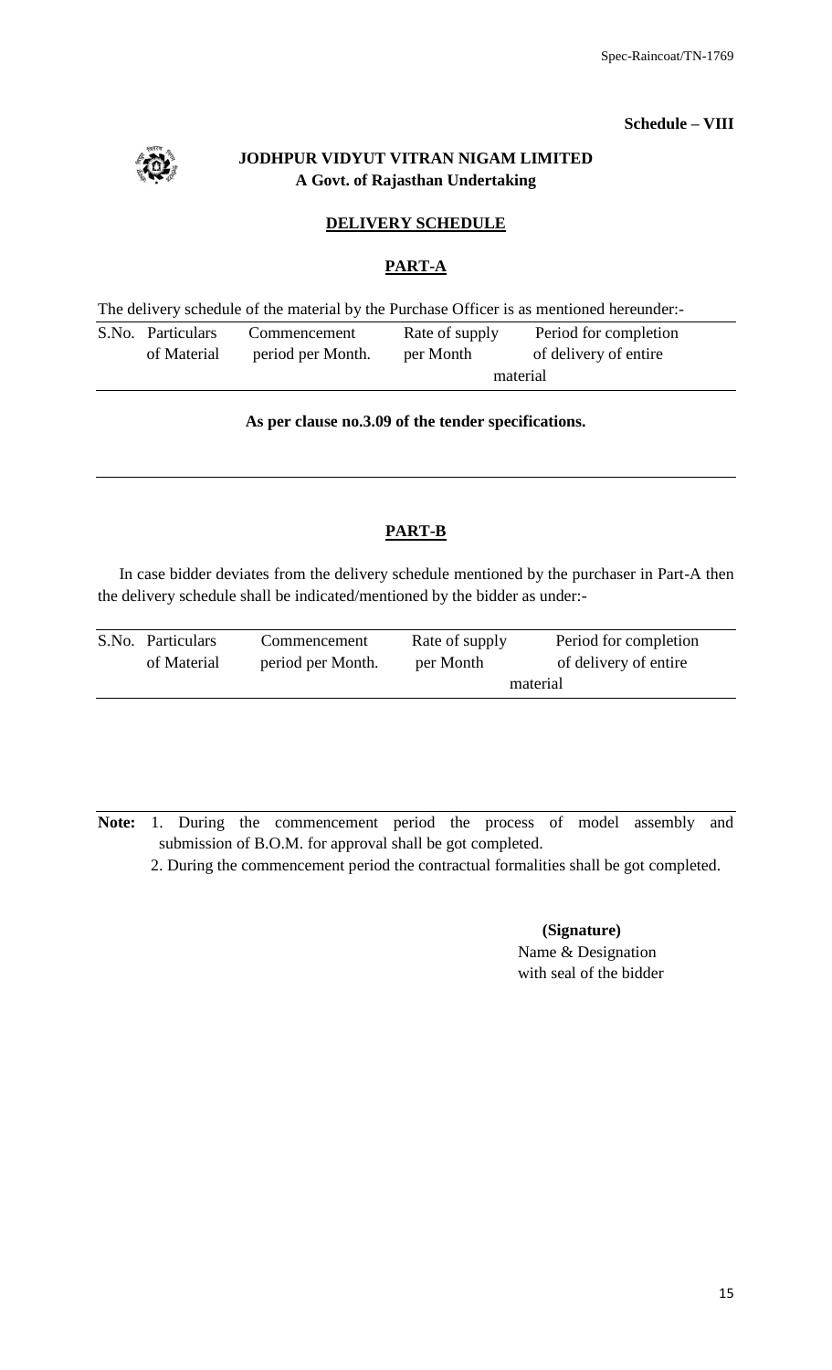**Schedule – VIII**

**JODHPUR VIDYUT VITRAN NIGAM LIMITED**
**A Govt. of Rajasthan Undertaking**

## DELIVERY SCHEDULE

### PART-A

The delivery schedule of the material by the Purchase Officer is as mentioned hereunder:-

| S.No. | Particulars of Material | Commencement period per Month. | Rate of supply per Month | Period for completion of delivery of entire material |
|---|---|---|---|---|

**As per clause no.3.09 of the tender specifications.**

### PART-B

In case bidder deviates from the delivery schedule mentioned by the purchaser in Part-A then the delivery schedule shall be indicated/mentioned by the bidder as under:-

| S.No. | Particulars of Material | Commencement period per Month. | Rate of supply per Month | Period for completion of delivery of entire material |
|---|---|---|---|---|

**Note:** 1. During the commencement period the process of model assembly and submission of B.O.M. for approval shall be got completed.

2. During the commencement period the contractual formalities shall be got completed.

**(Signature)**
Name & Designation
with seal of the bidder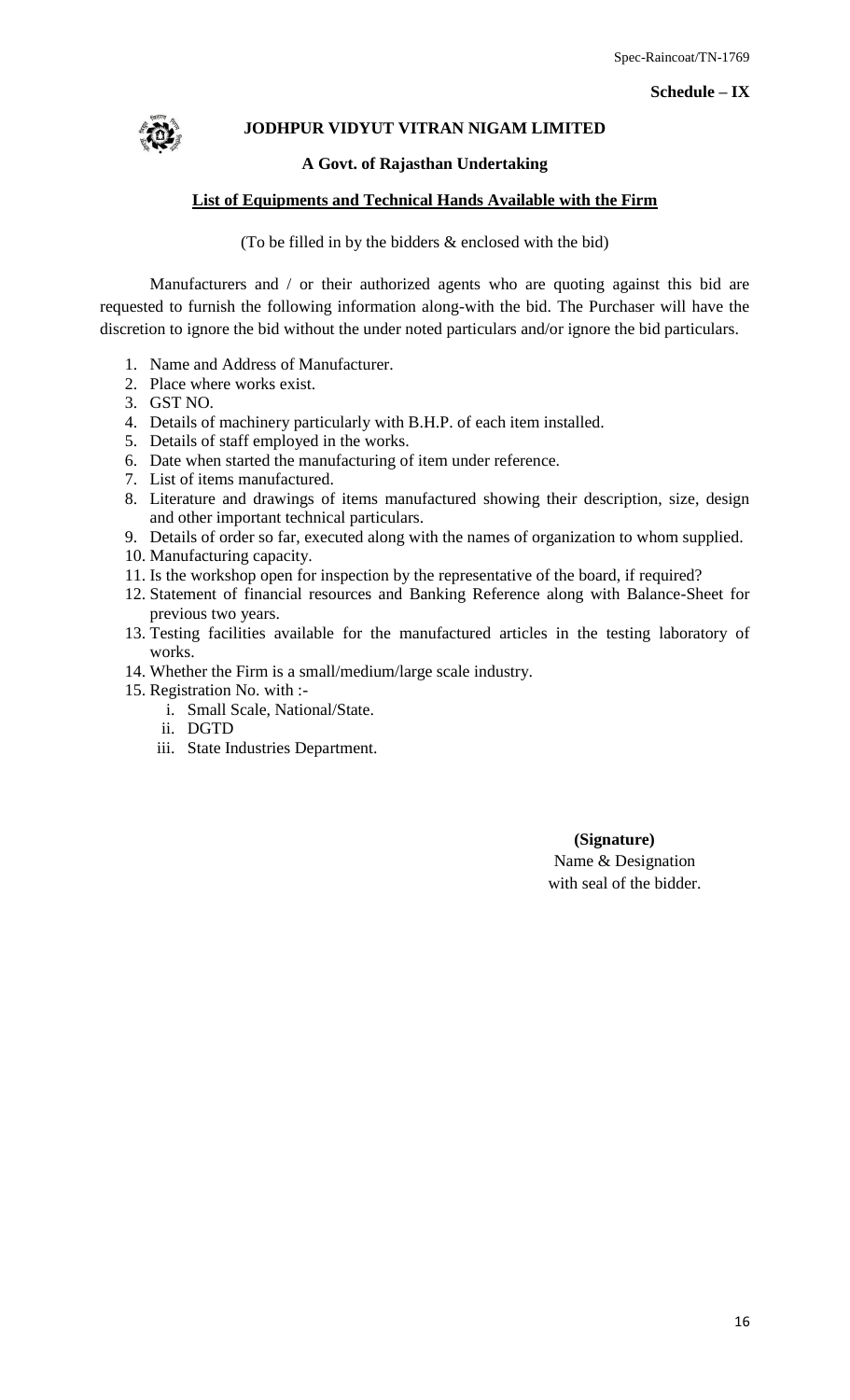Spec-Raincoat/TN-1769

**Schedule – IX**

**JODHPUR VIDYUT VITRAN NIGAM LIMITED**

**A Govt. of Rajasthan Undertaking**

**List of Equipments and Technical Hands Available with the Firm**

(To be filled in by the bidders & enclosed with the bid)

Manufacturers and / or their authorized agents who are quoting against this bid are requested to furnish the following information along-with the bid. The Purchaser will have the discretion to ignore the bid without the under noted particulars and/or ignore the bid particulars.

1. Name and Address of Manufacturer.
2. Place where works exist.
3. GST NO.
4. Details of machinery particularly with B.H.P. of each item installed.
5. Details of staff employed in the works.
6. Date when started the manufacturing of item under reference.
7. List of items manufactured.
8. Literature and drawings of items manufactured showing their description, size, design and other important technical particulars.
9. Details of order so far, executed along with the names of organization to whom supplied.
10. Manufacturing capacity.
11. Is the workshop open for inspection by the representative of the board, if required?
12. Statement of financial resources and Banking Reference along with Balance-Sheet for previous two years.
13. Testing facilities available for the manufactured articles in the testing laboratory of works.
14. Whether the Firm is a small/medium/large scale industry.
15. Registration No. with :-
    i. Small Scale, National/State.
    ii. DGTD
    iii. State Industries Department.

**(Signature)**
Name & Designation
with seal of the bidder.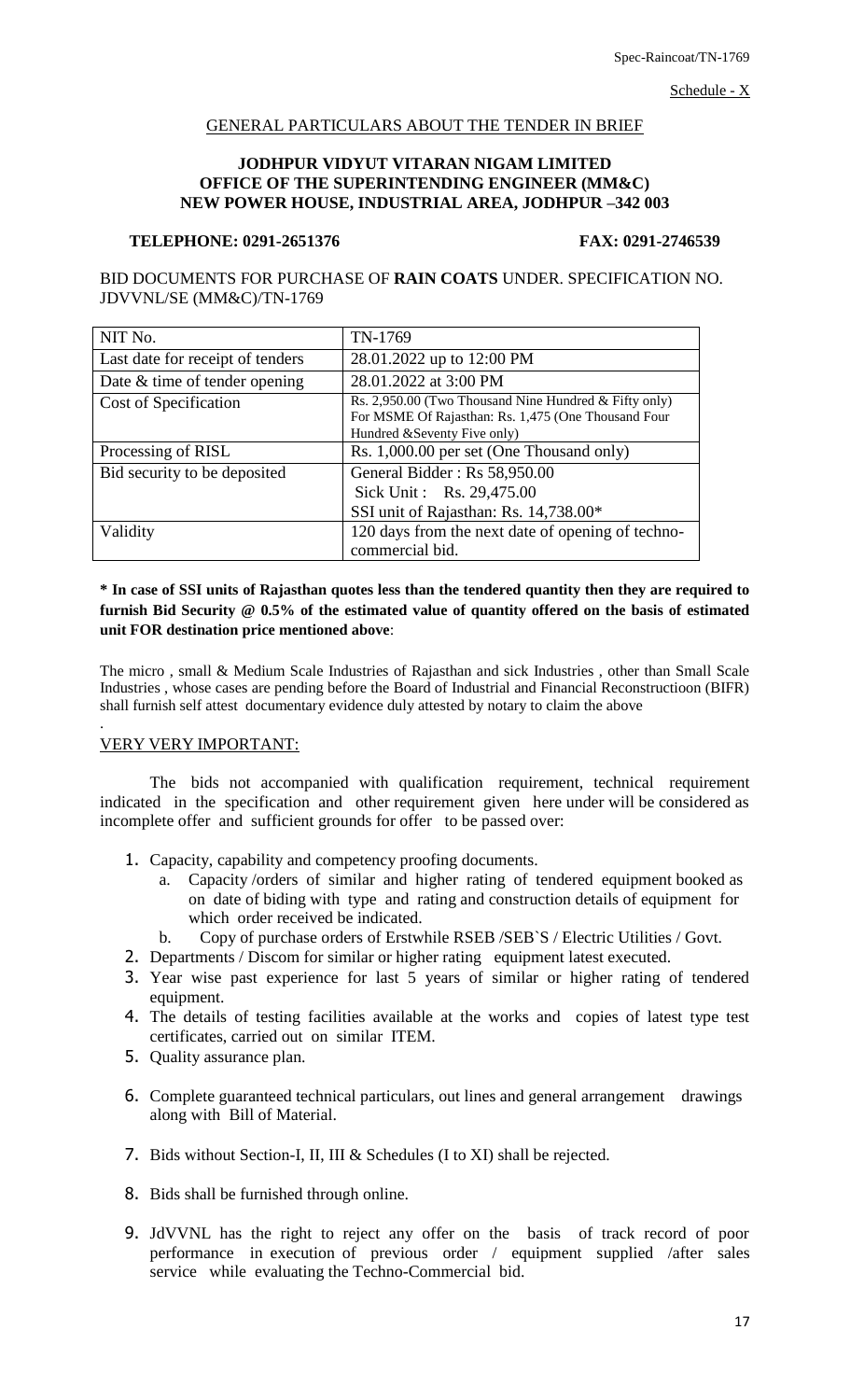Spec-Raincoat/TN-1769

Schedule - X

## GENERAL PARTICULARS ABOUT THE TENDER IN BRIEF

**JODHPUR VIDYUT VITARAN NIGAM LIMITED**
**OFFICE OF THE SUPERINTENDING ENGINEER (MM&C)**
**NEW POWER HOUSE, INDUSTRIAL AREA, JODHPUR –342 003**

**TELEPHONE: 0291-2651376** **FAX: 0291-2746539**

BID DOCUMENTS FOR PURCHASE OF **RAIN COATS** UNDER. SPECIFICATION NO. JDVVNL/SE (MM&C)/TN-1769

| NIT No. | TN-1769 |
|---|---|
| Last date for receipt of tenders | 28.01.2022 up to 12:00 PM |
| Date & time of tender opening | 28.01.2022 at 3:00 PM |
| Cost of Specification | Rs. 2,950.00 (Two Thousand Nine Hundred & Fifty only) For MSME Of Rajasthan: Rs. 1,475 (One Thousand Four Hundred &Seventy Five only) |
| Processing of RISL | Rs. 1,000.00 per set (One Thousand only) |
| Bid security to be deposited | General Bidder : Rs 58,950.00<br>Sick Unit : Rs. 29,475.00<br>SSI unit of Rajasthan: Rs. 14,738.00* |
| Validity | 120 days from the next date of opening of techno-commercial bid. |

**\* In case of SSI units of Rajasthan quotes less than the tendered quantity then they are required to furnish Bid Security @ 0.5% of the estimated value of quantity offered on the basis of estimated unit FOR destination price mentioned above**:

The micro , small & Medium Scale Industries of Rajasthan and sick Industries , other than Small Scale Industries , whose cases are pending before the Board of Industrial and Financial Reconstructioon (BIFR) shall furnish self attest documentary evidence duly attested by notary to claim the above

.

VERY VERY IMPORTANT:

The bids not accompanied with qualification requirement, technical requirement indicated in the specification and other requirement given here under will be considered as incomplete offer and sufficient grounds for offer to be passed over:

1. Capacity, capability and competency proofing documents.
   a. Capacity /orders of similar and higher rating of tendered equipment booked as on date of biding with type and rating and construction details of equipment for which order received be indicated.
   b. Copy of purchase orders of Erstwhile RSEB /SEB`S / Electric Utilities / Govt.
2. Departments / Discom for similar or higher rating equipment latest executed.
3. Year wise past experience for last 5 years of similar or higher rating of tendered equipment.
4. The details of testing facilities available at the works and copies of latest type test certificates, carried out on similar ITEM.
5. Quality assurance plan.
6. Complete guaranteed technical particulars, out lines and general arrangement drawings along with Bill of Material.
7. Bids without Section-I, II, III & Schedules (I to XI) shall be rejected.
8. Bids shall be furnished through online.
9. JdVVNL has the right to reject any offer on the basis of track record of poor performance in execution of previous order / equipment supplied /after sales service while evaluating the Techno-Commercial bid.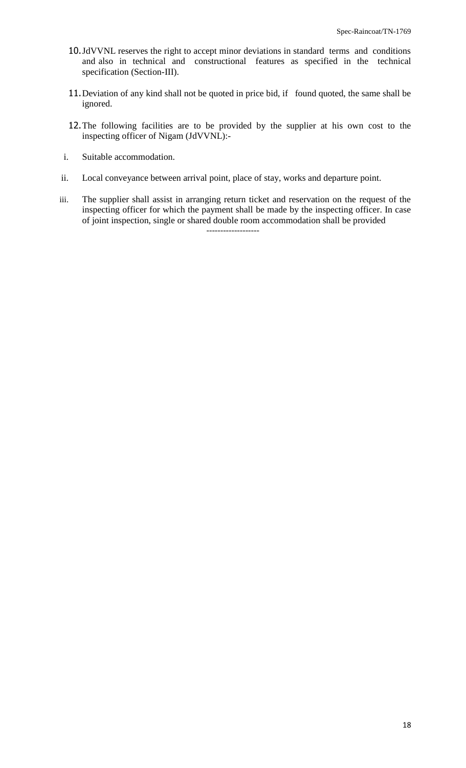10. JdVVNL reserves the right to accept minor deviations in standard terms and conditions and also in technical and constructional features as specified in the technical specification (Section-III).

11. Deviation of any kind shall not be quoted in price bid, if found quoted, the same shall be ignored.

12. The following facilities are to be provided by the supplier at his own cost to the inspecting officer of Nigam (JdVVNL):-

  i. Suitable accommodation.

  ii. Local conveyance between arrival point, place of stay, works and departure point.

  iii. The supplier shall assist in arranging return ticket and reservation on the request of the inspecting officer for which the payment shall be made by the inspecting officer. In case of joint inspection, single or shared double room accommodation shall be provided

-------------------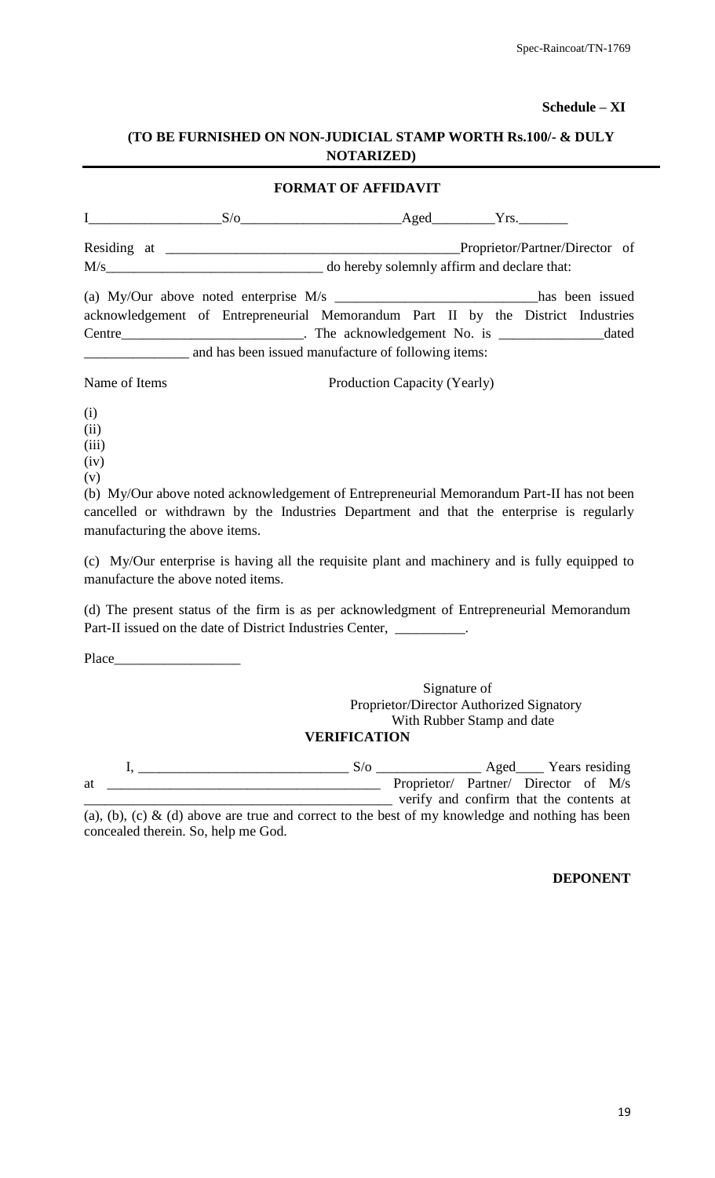**Schedule – XI**

**(TO BE FURNISHED ON NON-JUDICIAL STAMP WORTH Rs.100/- & DULY NOTARIZED)**

---

**FORMAT OF AFFIDAVIT**

I__________________S/o______________________Aged_________Yrs._______

Residing at __________________________________________Proprietor/Partner/Director of M/s______________________________ do hereby solemnly affirm and declare that:

(a) My/Our above noted enterprise M/s ____________________________has been issued acknowledgement of Entrepreneurial Memorandum Part II by the District Industries Centre__________________________. The acknowledgement No. is _______________dated _______________ and has been issued manufacture of following items:

Name of Items                                        Production Capacity (Yearly)

(i)
(ii)
(iii)
(iv)
(v)

(b) My/Our above noted acknowledgement of Entrepreneurial Memorandum Part-II has not been cancelled or withdrawn by the Industries Department and that the enterprise is regularly manufacturing the above items.

(c) My/Our enterprise is having all the requisite plant and machinery and is fully equipped to manufacture the above noted items.

(d) The present status of the firm is as per acknowledgment of Entrepreneurial Memorandum Part-II issued on the date of District Industries Center, __________.

Place__________________

Signature of
Proprietor/Director Authorized Signatory
With Rubber Stamp and date

**VERIFICATION**

I, ______________________________ S/o _______________ Aged____ Years residing at ______________________________________ Proprietor/ Partner/ Director of M/s ___________________________________________ verify and confirm that the contents at (a), (b), (c) & (d) above are true and correct to the best of my knowledge and nothing has been concealed therein. So, help me God.

**DEPONENT**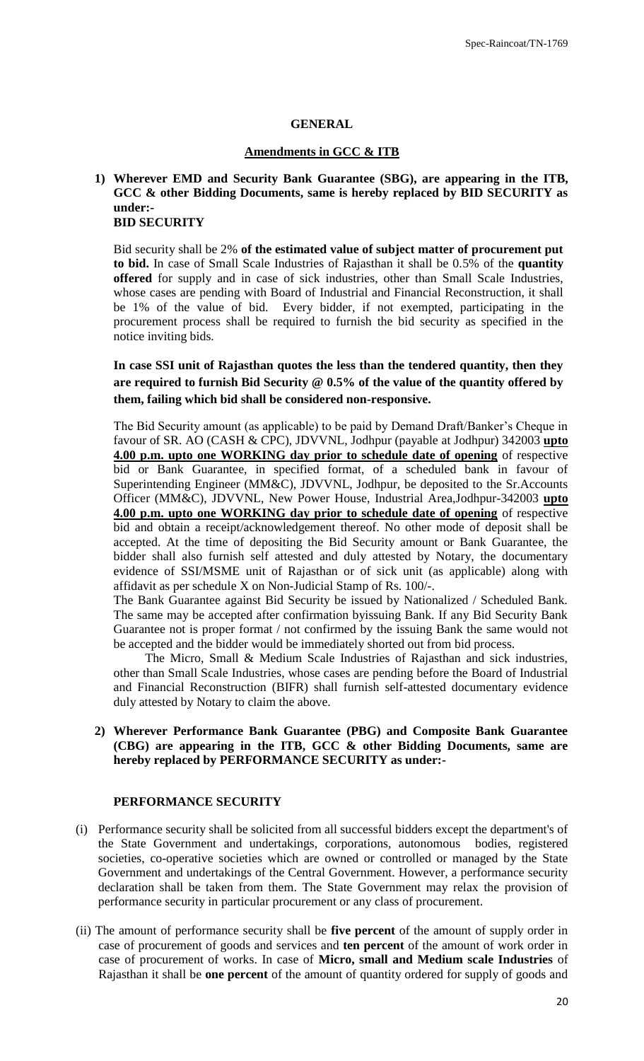## GENERAL

### Amendments in GCC & ITB

**1) Wherever EMD and Security Bank Guarantee (SBG), are appearing in the ITB, GCC & other Bidding Documents, same is hereby replaced by BID SECURITY as under:-**
**BID SECURITY**

Bid security shall be 2% **of the estimated value of subject matter of procurement put to bid.** In case of Small Scale Industries of Rajasthan it shall be 0.5% of the **quantity offered** for supply and in case of sick industries, other than Small Scale Industries, whose cases are pending with Board of Industrial and Financial Reconstruction, it shall be 1% of the value of bid. Every bidder, if not exempted, participating in the procurement process shall be required to furnish the bid security as specified in the notice inviting bids.

**In case SSI unit of Rajasthan quotes the less than the tendered quantity, then they are required to furnish Bid Security @ 0.5% of the value of the quantity offered by them, failing which bid shall be considered non-responsive.**

The Bid Security amount (as applicable) to be paid by Demand Draft/Banker's Cheque in favour of SR. AO (CASH & CPC), JDVVNL, Jodhpur (payable at Jodhpur) 342003 **upto 4.00 p.m. upto one WORKING day prior to schedule date of opening** of respective bid or Bank Guarantee, in specified format, of a scheduled bank in favour of Superintending Engineer (MM&C), JDVVNL, Jodhpur, be deposited to the Sr.Accounts Officer (MM&C), JDVVNL, New Power House, Industrial Area,Jodhpur-342003 **upto 4.00 p.m. upto one WORKING day prior to schedule date of opening** of respective bid and obtain a receipt/acknowledgement thereof. No other mode of deposit shall be accepted. At the time of depositing the Bid Security amount or Bank Guarantee, the bidder shall also furnish self attested and duly attested by Notary, the documentary evidence of SSI/MSME unit of Rajasthan or of sick unit (as applicable) along with affidavit as per schedule X on Non-Judicial Stamp of Rs. 100/-.

The Bank Guarantee against Bid Security be issued by Nationalized / Scheduled Bank. The same may be accepted after confirmation byissuing Bank. If any Bid Security Bank Guarantee not is proper format / not confirmed by the issuing Bank the same would not be accepted and the bidder would be immediately shorted out from bid process.

The Micro, Small & Medium Scale Industries of Rajasthan and sick industries, other than Small Scale Industries, whose cases are pending before the Board of Industrial and Financial Reconstruction (BIFR) shall furnish self-attested documentary evidence duly attested by Notary to claim the above.

**2) Wherever Performance Bank Guarantee (PBG) and Composite Bank Guarantee (CBG) are appearing in the ITB, GCC & other Bidding Documents, same are hereby replaced by PERFORMANCE SECURITY as under:-**

**PERFORMANCE SECURITY**

(i) Performance security shall be solicited from all successful bidders except the department's of the State Government and undertakings, corporations, autonomous bodies, registered societies, co-operative societies which are owned or controlled or managed by the State Government and undertakings of the Central Government. However, a performance security declaration shall be taken from them. The State Government may relax the provision of performance security in particular procurement or any class of procurement.

(ii) The amount of performance security shall be **five percent** of the amount of supply order in case of procurement of goods and services and **ten percent** of the amount of work order in case of procurement of works. In case of **Micro, small and Medium scale Industries** of Rajasthan it shall be **one percent** of the amount of quantity ordered for supply of goods and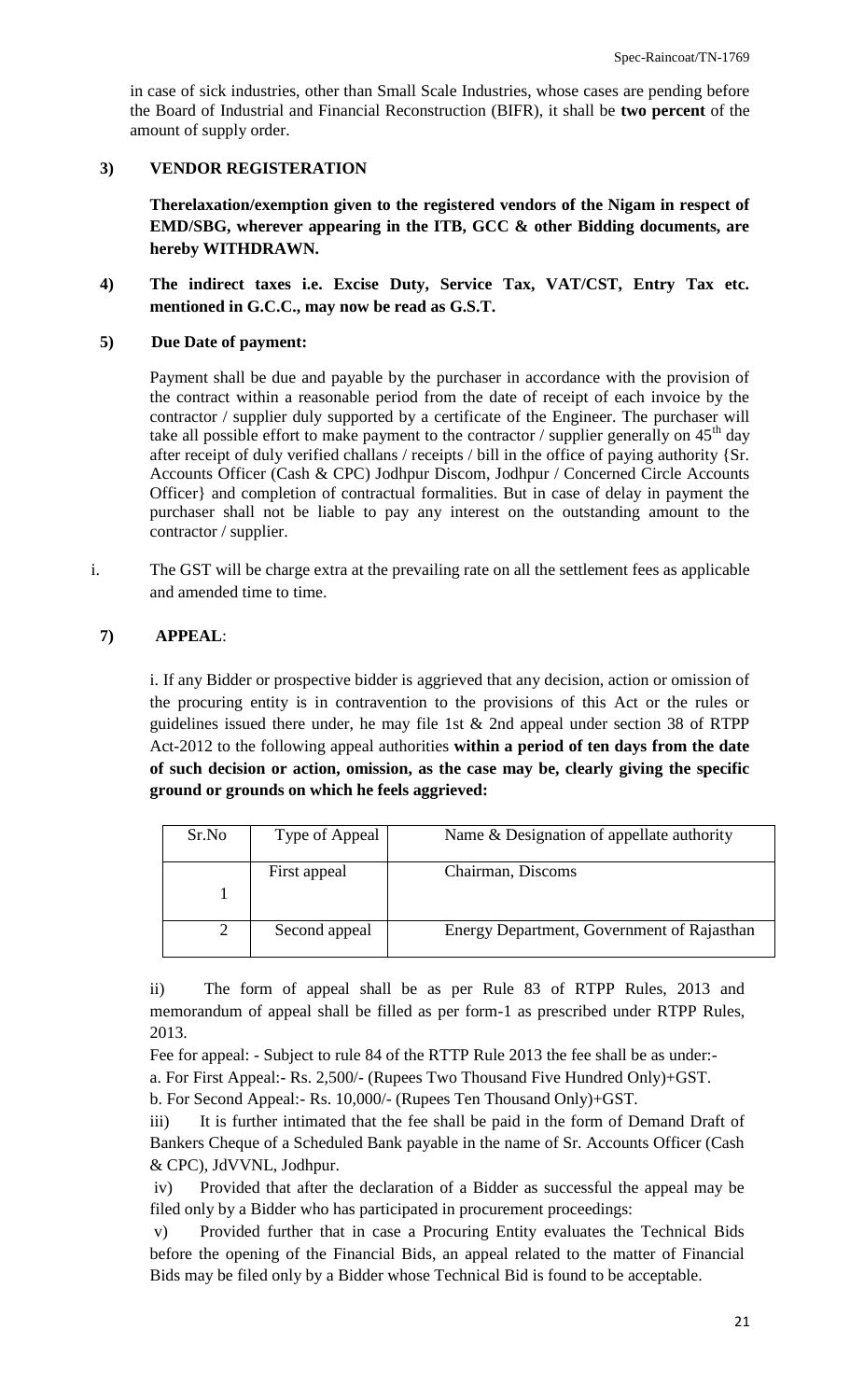in case of sick industries, other than Small Scale Industries, whose cases are pending before the Board of Industrial and Financial Reconstruction (BIFR), it shall be **two percent** of the amount of supply order.

**3) VENDOR REGISTERATION**

**Therelaxation/exemption given to the registered vendors of the Nigam in respect of EMD/SBG, wherever appearing in the ITB, GCC & other Bidding documents, are hereby WITHDRAWN.**

**4) The indirect taxes i.e. Excise Duty, Service Tax, VAT/CST, Entry Tax etc. mentioned in G.C.C., may now be read as G.S.T.**

**5) Due Date of payment:**

Payment shall be due and payable by the purchaser in accordance with the provision of the contract within a reasonable period from the date of receipt of each invoice by the contractor / supplier duly supported by a certificate of the Engineer. The purchaser will take all possible effort to make payment to the contractor / supplier generally on 45th day after receipt of duly verified challans / receipts / bill in the office of paying authority {Sr. Accounts Officer (Cash & CPC) Jodhpur Discom, Jodhpur / Concerned Circle Accounts Officer} and completion of contractual formalities. But in case of delay in payment the purchaser shall not be liable to pay any interest on the outstanding amount to the contractor / supplier.

i. The GST will be charge extra at the prevailing rate on all the settlement fees as applicable and amended time to time.

**7) APPEAL**:

i. If any Bidder or prospective bidder is aggrieved that any decision, action or omission of the procuring entity is in contravention to the provisions of this Act or the rules or guidelines issued there under, he may file 1st & 2nd appeal under section 38 of RTPP Act-2012 to the following appeal authorities **within a period of ten days from the date of such decision or action, omission, as the case may be, clearly giving the specific ground or grounds on which he feels aggrieved:**

| Sr.No | Type of Appeal | Name & Designation of appellate authority |
|---|---|---|
| 1 | First appeal | Chairman, Discoms |
| 2 | Second appeal | Energy Department, Government of Rajasthan |

ii) The form of appeal shall be as per Rule 83 of RTPP Rules, 2013 and memorandum of appeal shall be filled as per form-1 as prescribed under RTPP Rules, 2013.

Fee for appeal: - Subject to rule 84 of the RTTP Rule 2013 the fee shall be as under:-

a. For First Appeal:- Rs. 2,500/- (Rupees Two Thousand Five Hundred Only)+GST.

b. For Second Appeal:- Rs. 10,000/- (Rupees Ten Thousand Only)+GST.

iii) It is further intimated that the fee shall be paid in the form of Demand Draft of Bankers Cheque of a Scheduled Bank payable in the name of Sr. Accounts Officer (Cash & CPC), JdVVNL, Jodhpur.

iv) Provided that after the declaration of a Bidder as successful the appeal may be filed only by a Bidder who has participated in procurement proceedings:

v) Provided further that in case a Procuring Entity evaluates the Technical Bids before the opening of the Financial Bids, an appeal related to the matter of Financial Bids may be filed only by a Bidder whose Technical Bid is found to be acceptable.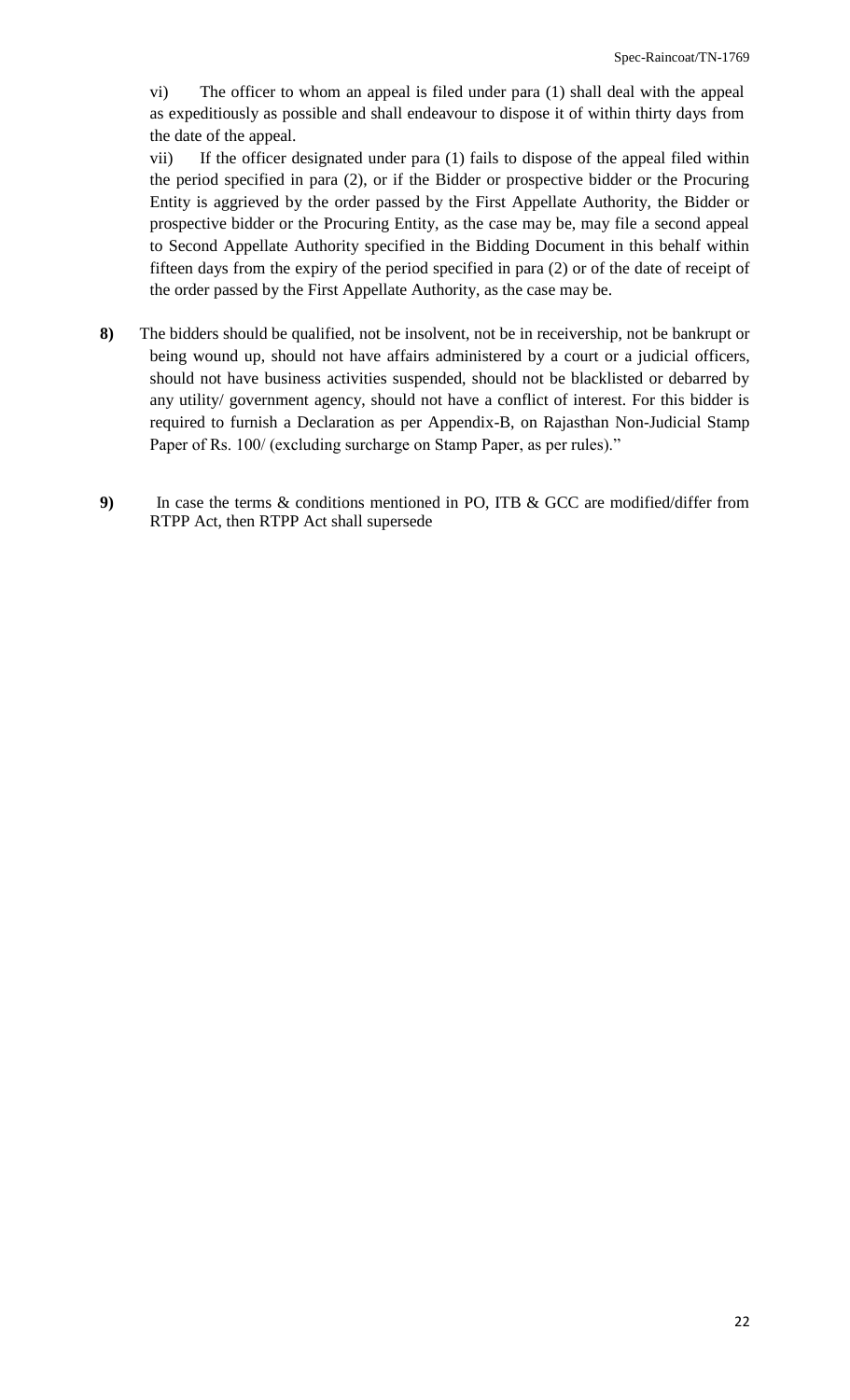vi) The officer to whom an appeal is filed under para (1) shall deal with the appeal as expeditiously as possible and shall endeavour to dispose it of within thirty days from the date of the appeal.

vii) If the officer designated under para (1) fails to dispose of the appeal filed within the period specified in para (2), or if the Bidder or prospective bidder or the Procuring Entity is aggrieved by the order passed by the First Appellate Authority, the Bidder or prospective bidder or the Procuring Entity, as the case may be, may file a second appeal to Second Appellate Authority specified in the Bidding Document in this behalf within fifteen days from the expiry of the period specified in para (2) or of the date of receipt of the order passed by the First Appellate Authority, as the case may be.

**8)** The bidders should be qualified, not be insolvent, not be in receivership, not be bankrupt or being wound up, should not have affairs administered by a court or a judicial officers, should not have business activities suspended, should not be blacklisted or debarred by any utility/ government agency, should not have a conflict of interest. For this bidder is required to furnish a Declaration as per Appendix-B, on Rajasthan Non-Judicial Stamp Paper of Rs. 100/ (excluding surcharge on Stamp Paper, as per rules)."

**9)** In case the terms & conditions mentioned in PO, ITB & GCC are modified/differ from RTPP Act, then RTPP Act shall supersede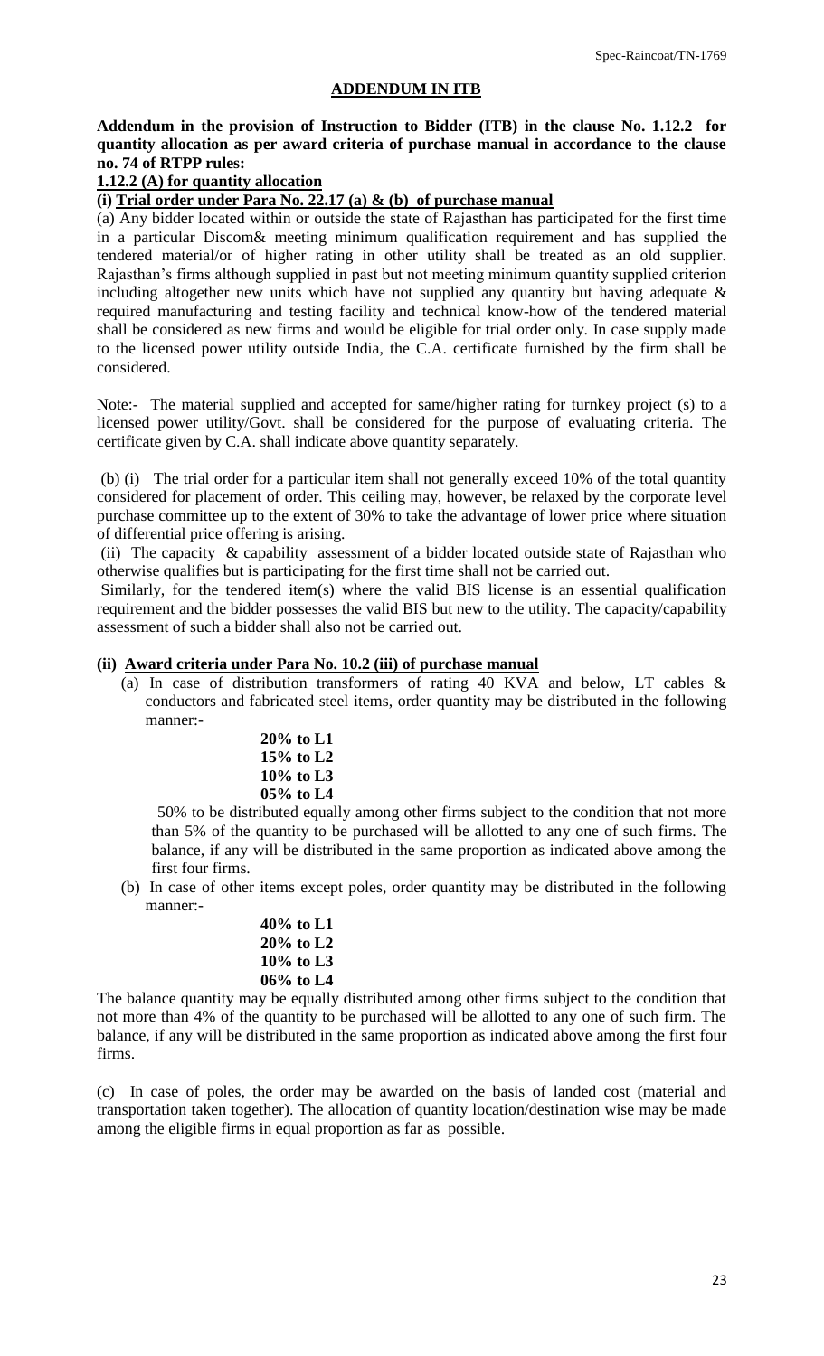## ADDENDUM IN ITB

**Addendum in the provision of Instruction to Bidder (ITB) in the clause No. 1.12.2 for quantity allocation as per award criteria of purchase manual in accordance to the clause no. 74 of RTPP rules:**

**1.12.2 (A) for quantity allocation**

**(i) Trial order under Para No. 22.17 (a) & (b) of purchase manual**

(a) Any bidder located within or outside the state of Rajasthan has participated for the first time in a particular Discom& meeting minimum qualification requirement and has supplied the tendered material/or of higher rating in other utility shall be treated as an old supplier. Rajasthan's firms although supplied in past but not meeting minimum quantity supplied criterion including altogether new units which have not supplied any quantity but having adequate & required manufacturing and testing facility and technical know-how of the tendered material shall be considered as new firms and would be eligible for trial order only. In case supply made to the licensed power utility outside India, the C.A. certificate furnished by the firm shall be considered.

Note:- The material supplied and accepted for same/higher rating for turnkey project (s) to a licensed power utility/Govt. shall be considered for the purpose of evaluating criteria. The certificate given by C.A. shall indicate above quantity separately.

(b) (i) The trial order for a particular item shall not generally exceed 10% of the total quantity considered for placement of order. This ceiling may, however, be relaxed by the corporate level purchase committee up to the extent of 30% to take the advantage of lower price where situation of differential price offering is arising.

(ii) The capacity & capability assessment of a bidder located outside state of Rajasthan who otherwise qualifies but is participating for the first time shall not be carried out.

Similarly, for the tendered item(s) where the valid BIS license is an essential qualification requirement and the bidder possesses the valid BIS but new to the utility. The capacity/capability assessment of such a bidder shall also not be carried out.

**(ii) Award criteria under Para No. 10.2 (iii) of purchase manual**

(a) In case of distribution transformers of rating 40 KVA and below, LT cables & conductors and fabricated steel items, order quantity may be distributed in the following manner:-

**20% to L1**
**15% to L2**
**10% to L3**
**05% to L4**

50% to be distributed equally among other firms subject to the condition that not more than 5% of the quantity to be purchased will be allotted to any one of such firms. The balance, if any will be distributed in the same proportion as indicated above among the first four firms.

(b) In case of other items except poles, order quantity may be distributed in the following manner:-

**40% to L1**
**20% to L2**
**10% to L3**
**06% to L4**

The balance quantity may be equally distributed among other firms subject to the condition that not more than 4% of the quantity to be purchased will be allotted to any one of such firm. The balance, if any will be distributed in the same proportion as indicated above among the first four firms.

(c) In case of poles, the order may be awarded on the basis of landed cost (material and transportation taken together). The allocation of quantity location/destination wise may be made among the eligible firms in equal proportion as far as possible.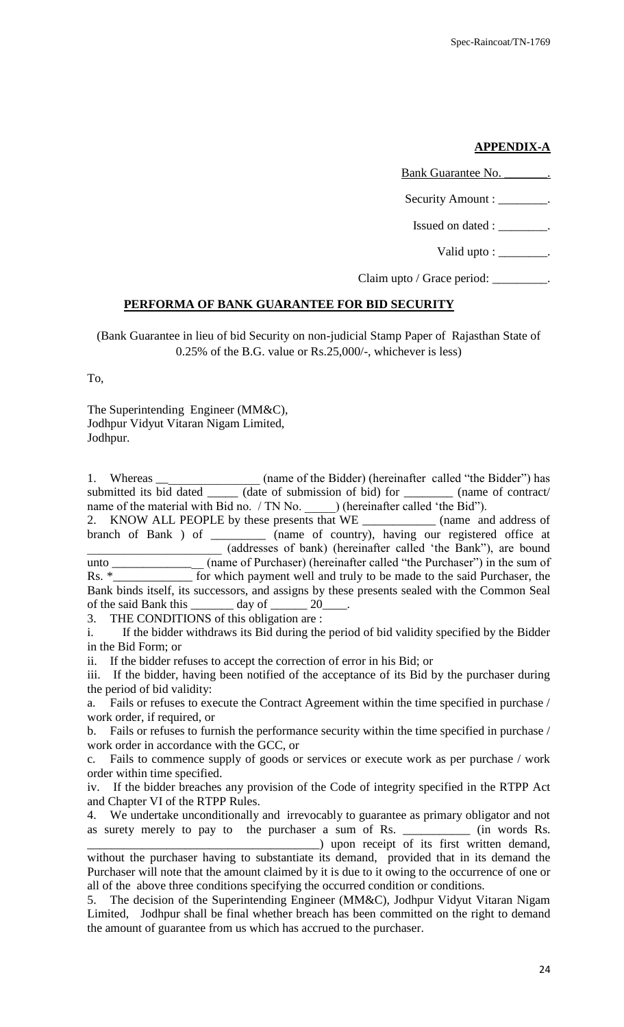**APPENDIX-A**

Bank Guarantee No. \_\_\_\_\_\_\_.

Security Amount : \_\_\_\_\_\_\_\_.

Issued on dated : \_\_\_\_\_\_\_\_.

Valid upto : \_\_\_\_\_\_\_\_.

Claim upto / Grace period: \_\_\_\_\_\_\_\_\_.

## PERFORMA OF BANK GUARANTEE FOR BID SECURITY

(Bank Guarantee in lieu of bid Security on non-judicial Stamp Paper of Rajasthan State of 0.25% of the B.G. value or Rs.25,000/-, whichever is less)

To,

The Superintending Engineer (MM&C),
Jodhpur Vidyut Vitaran Nigam Limited,
Jodhpur.

1. Whereas \_\_\_\_\_\_\_\_\_\_\_\_\_\_\_\_\_ (name of the Bidder) (hereinafter called "the Bidder") has submitted its bid dated \_\_\_\_\_ (date of submission of bid) for \_\_\_\_\_\_\_\_ (name of contract/ name of the material with Bid no. / TN No. \_\_\_\_\_) (hereinafter called 'the Bid").
2. KNOW ALL PEOPLE by these presents that WE \_\_\_\_\_\_\_\_\_\_\_\_ (name and address of branch of Bank ) of \_\_\_\_\_\_\_\_\_ (name of country), having our registered office at \_\_\_\_\_\_\_\_\_\_\_\_\_\_\_\_\_\_\_\_\_\_ (addresses of bank) (hereinafter called 'the Bank"), are bound unto \_\_\_\_\_\_\_\_\_\_\_\_\_\_\_\_ (name of Purchaser) (hereinafter called "the Purchaser") in the sum of Rs. *\_\_\_\_\_\_\_\_\_\_\_\_\_ for which payment well and truly to be made to the said Purchaser, the Bank binds itself, its successors, and assigns by these presents sealed with the Common Seal of the said Bank this \_\_\_\_\_\_\_ day of \_\_\_\_\_\_ 20\_\_\_\_.
3. THE CONDITIONS of this obligation are :

i. If the bidder withdraws its Bid during the period of bid validity specified by the Bidder in the Bid Form; or

ii. If the bidder refuses to accept the correction of error in his Bid; or

iii. If the bidder, having been notified of the acceptance of its Bid by the purchaser during the period of bid validity:

a. Fails or refuses to execute the Contract Agreement within the time specified in purchase / work order, if required, or

b. Fails or refuses to furnish the performance security within the time specified in purchase / work order in accordance with the GCC, or

c. Fails to commence supply of goods or services or execute work as per purchase / work order within time specified.

iv. If the bidder breaches any provision of the Code of integrity specified in the RTPP Act and Chapter VI of the RTPP Rules.

4. We undertake unconditionally and irrevocably to guarantee as primary obligator and not as surety merely to pay to the purchaser a sum of Rs. \_\_\_\_\_\_\_\_\_\_\_ (in words Rs. \_\_\_\_\_\_\_\_\_\_\_\_\_\_\_\_\_\_\_\_\_\_\_\_\_\_\_\_\_\_\_\_\_\_\_\_\_\_) upon receipt of its first written demand, without the purchaser having to substantiate its demand, provided that in its demand the Purchaser will note that the amount claimed by it is due to it owing to the occurrence of one or all of the above three conditions specifying the occurred condition or conditions.
5. The decision of the Superintending Engineer (MM&C), Jodhpur Vidyut Vitaran Nigam Limited, Jodhpur shall be final whether breach has been committed on the right to demand the amount of guarantee from us which has accrued to the purchaser.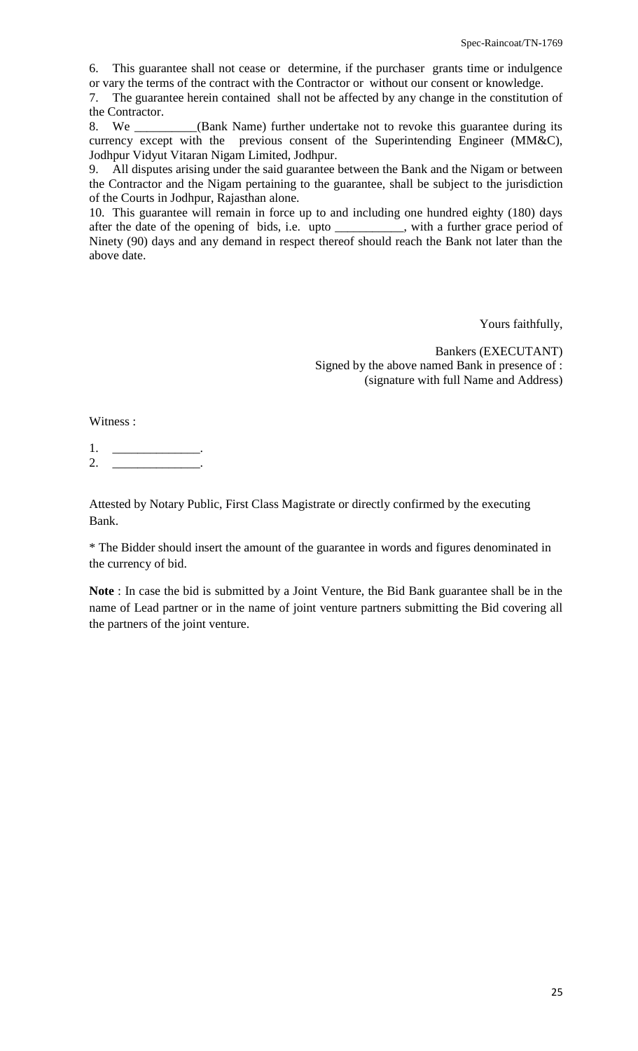6. This guarantee shall not cease or determine, if the purchaser grants time or indulgence or vary the terms of the contract with the Contractor or without our consent or knowledge.

7. The guarantee herein contained shall not be affected by any change in the constitution of the Contractor.

8. We __________(Bank Name) further undertake not to revoke this guarantee during its currency except with the previous consent of the Superintending Engineer (MM&C), Jodhpur Vidyut Vitaran Nigam Limited, Jodhpur.

9. All disputes arising under the said guarantee between the Bank and the Nigam or between the Contractor and the Nigam pertaining to the guarantee, shall be subject to the jurisdiction of the Courts in Jodhpur, Rajasthan alone.

10. This guarantee will remain in force up to and including one hundred eighty (180) days after the date of the opening of bids, i.e. upto ___________, with a further grace period of Ninety (90) days and any demand in respect thereof should reach the Bank not later than the above date.

Yours faithfully,

Bankers (EXECUTANT)
Signed by the above named Bank in presence of :
(signature with full Name and Address)

Witness :

1. ______________.
2. ______________.

Attested by Notary Public, First Class Magistrate or directly confirmed by the executing Bank.

* The Bidder should insert the amount of the guarantee in words and figures denominated in the currency of bid.

**Note** : In case the bid is submitted by a Joint Venture, the Bid Bank guarantee shall be in the name of Lead partner or in the name of joint venture partners submitting the Bid covering all the partners of the joint venture.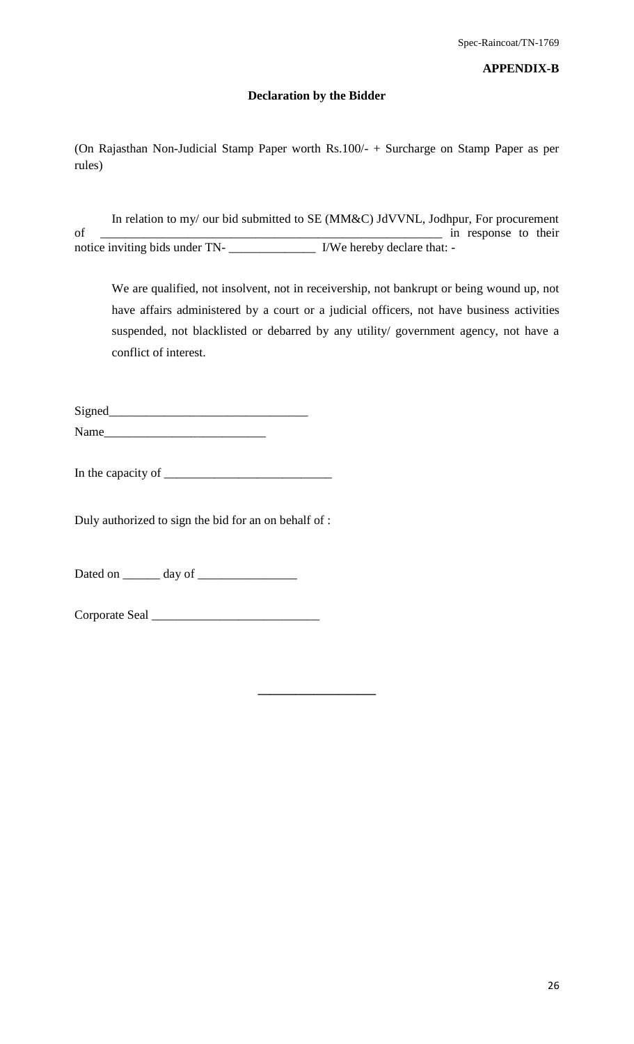**APPENDIX-B**

**Declaration by the Bidder**

(On Rajasthan Non-Judicial Stamp Paper worth Rs.100/- + Surcharge on Stamp Paper as per rules)

In relation to my/ our bid submitted to SE (MM&C) JdVVNL, Jodhpur, For procurement of \_\_\_\_\_\_\_\_\_\_\_\_\_\_\_\_\_\_\_\_\_\_\_\_\_\_\_\_\_\_\_\_\_\_\_\_\_\_\_\_\_\_\_\_\_\_\_\_\_\_\_\_\_\_\_\_ in response to their notice inviting bids under TN- \_\_\_\_\_\_\_\_\_\_\_\_\_\_ I/We hereby declare that: -

We are qualified, not insolvent, not in receivership, not bankrupt or being wound up, not have affairs administered by a court or a judicial officers, not have business activities suspended, not blacklisted or debarred by any utility/ government agency, not have a conflict of interest.

Signed\_\_\_\_\_\_\_\_\_\_\_\_\_\_\_\_\_\_\_\_\_\_\_\_\_\_\_\_\_\_\_\_

Name\_\_\_\_\_\_\_\_\_\_\_\_\_\_\_\_\_\_\_\_\_\_\_\_\_\_

In the capacity of \_\_\_\_\_\_\_\_\_\_\_\_\_\_\_\_\_\_\_\_\_\_\_\_\_\_\_

Duly authorized to sign the bid for an on behalf of :

Dated on \_\_\_\_\_\_ day of \_\_\_\_\_\_\_\_\_\_\_\_\_\_\_\_

Corporate Seal \_\_\_\_\_\_\_\_\_\_\_\_\_\_\_\_\_\_\_\_\_\_\_\_\_\_\_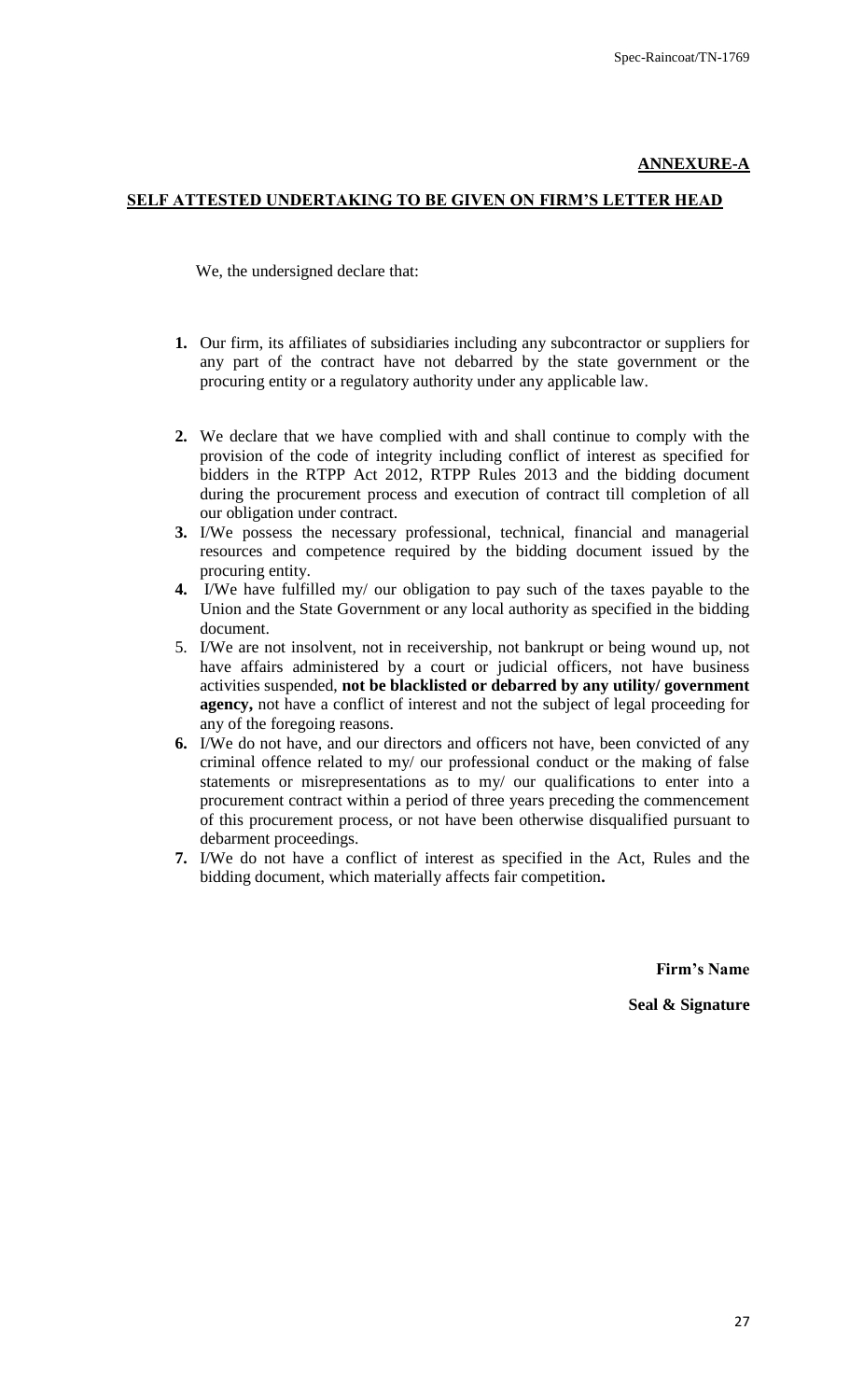**ANNEXURE-A**

**SELF ATTESTED UNDERTAKING TO BE GIVEN ON FIRM'S LETTER HEAD**

We, the undersigned declare that:

1. Our firm, its affiliates of subsidiaries including any subcontractor or suppliers for any part of the contract have not debarred by the state government or the procuring entity or a regulatory authority under any applicable law.

2. We declare that we have complied with and shall continue to comply with the provision of the code of integrity including conflict of interest as specified for bidders in the RTPP Act 2012, RTPP Rules 2013 and the bidding document during the procurement process and execution of contract till completion of all our obligation under contract.
3. I/We possess the necessary professional, technical, financial and managerial resources and competence required by the bidding document issued by the procuring entity.
4. I/We have fulfilled my/ our obligation to pay such of the taxes payable to the Union and the State Government or any local authority as specified in the bidding document.
5. I/We are not insolvent, not in receivership, not bankrupt or being wound up, not have affairs administered by a court or judicial officers, not have business activities suspended, **not be blacklisted or debarred by any utility/ government agency,** not have a conflict of interest and not the subject of legal proceeding for any of the foregoing reasons.
6. I/We do not have, and our directors and officers not have, been convicted of any criminal offence related to my/ our professional conduct or the making of false statements or misrepresentations as to my/ our qualifications to enter into a procurement contract within a period of three years preceding the commencement of this procurement process, or not have been otherwise disqualified pursuant to debarment proceedings.
7. I/We do not have a conflict of interest as specified in the Act, Rules and the bidding document, which materially affects fair competition**.**

**Firm's Name**

**Seal & Signature**